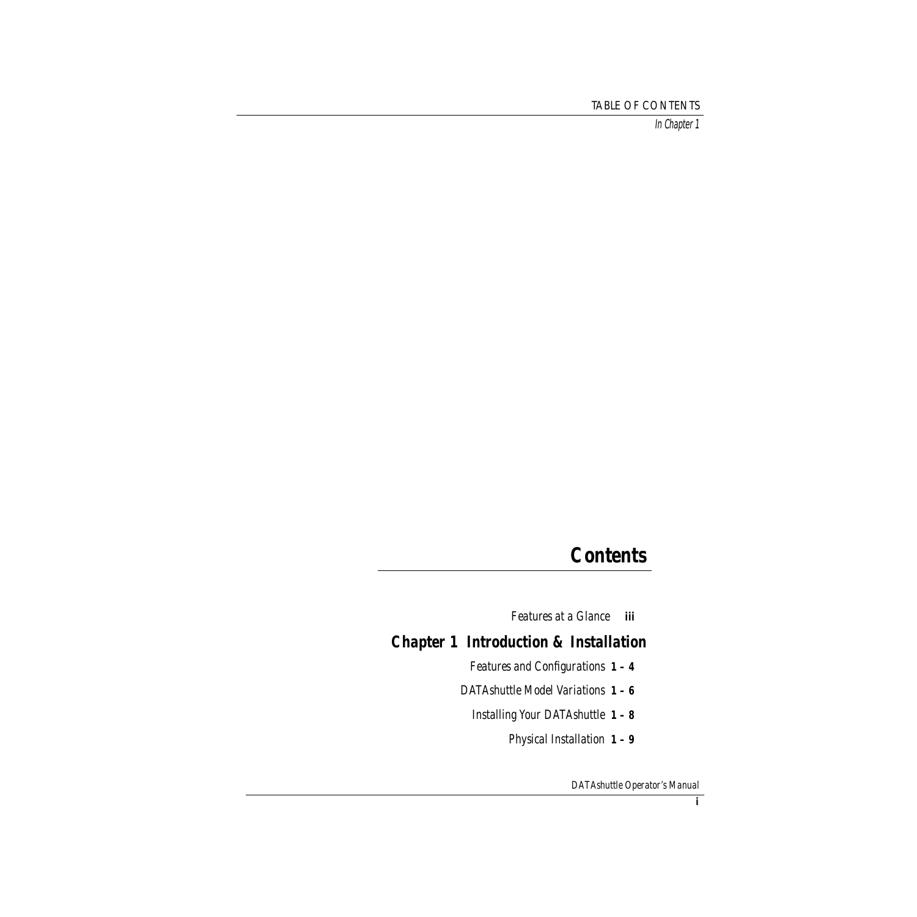# Contents

*Features at a Glance* **iii**

## Chapter 1 Introduction & Installation

*Features and Configurations* **1 – 4**

*DATAshuttle Model Variations* **1 – 6**

*Installing Your DATAshuttle* **1 – 8**

*Physical Installation* **1 – 9**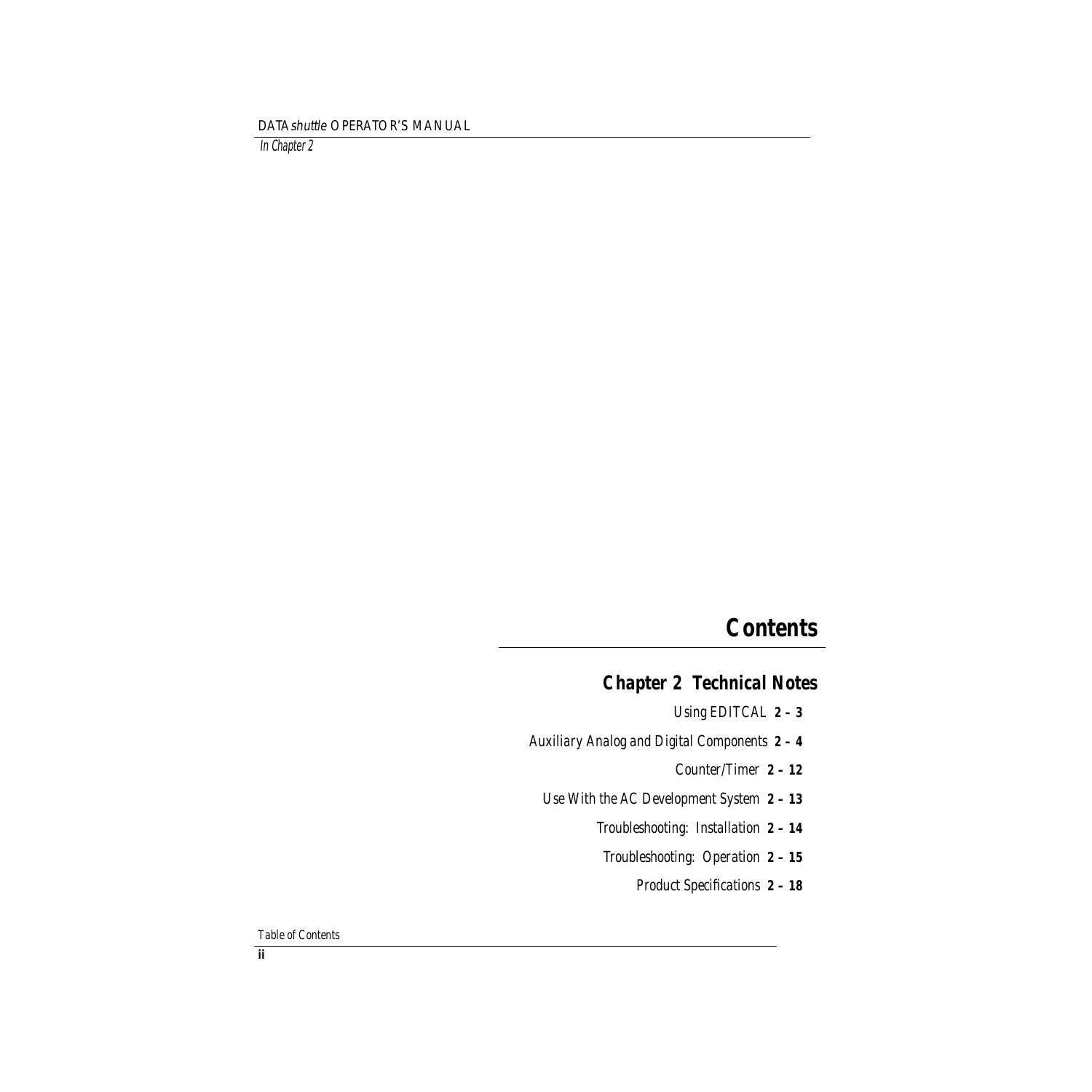# Contents

## Chapter 2  Technical Notes

*Using EDITCAL* **2 – 3**

*Auxiliary Analog and Digital Components* **2 – 4**

*Counter/Timer* **2 – 12**

*Use With the AC Development System* **2 – 13**

*Troubleshooting:  Installation* **2 – 14**

*Troubleshooting:  Operation* **2 – 15**

*Product Specifications* **2 – 18**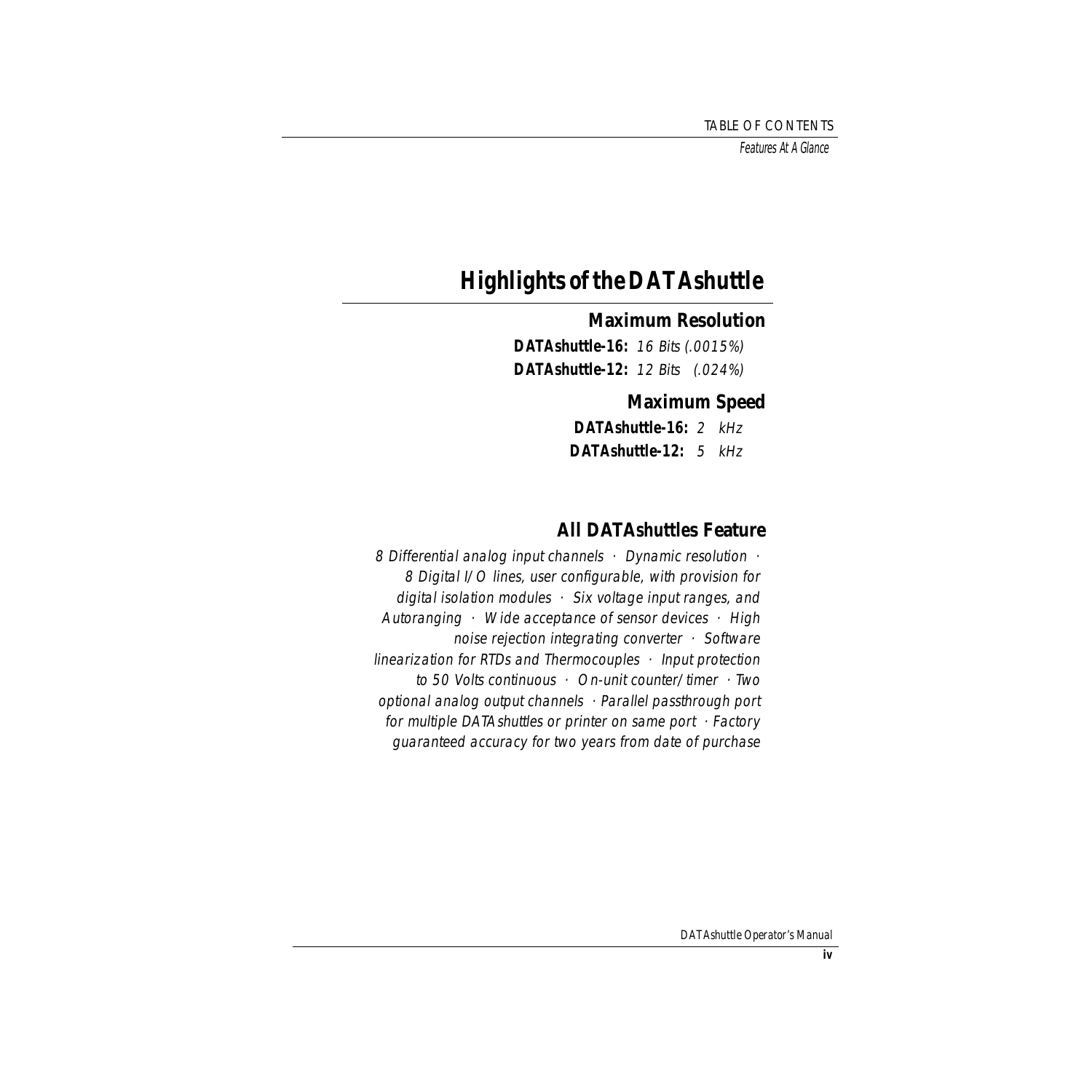# Highlights of the DATAshuttle

## Maximum Resolution

**DATAshuttle-16:** *16 Bits (.0015%)*

**DATAshuttle-12:** *12 Bits (.024%)*

## Maximum Speed

**DATAshuttle-16:** *2 kHz*

**DATAshuttle-12:** *5 kHz*

## All DATAshuttles Feature

*8 Differential analog input channels · Dynamic resolution · 8 Digital I/O lines, user configurable, with provision for digital isolation modules · Six voltage input ranges, and Autoranging · Wide acceptance of sensor devices · High noise rejection integrating converter · Software linearization for RTDs and Thermocouples · Input protection to 50 Volts continuous · On-unit counter/timer · Two optional analog output channels · Parallel passthrough port for multiple DATAshuttles or printer on same port · Factory guaranteed accuracy for two years from date of purchase*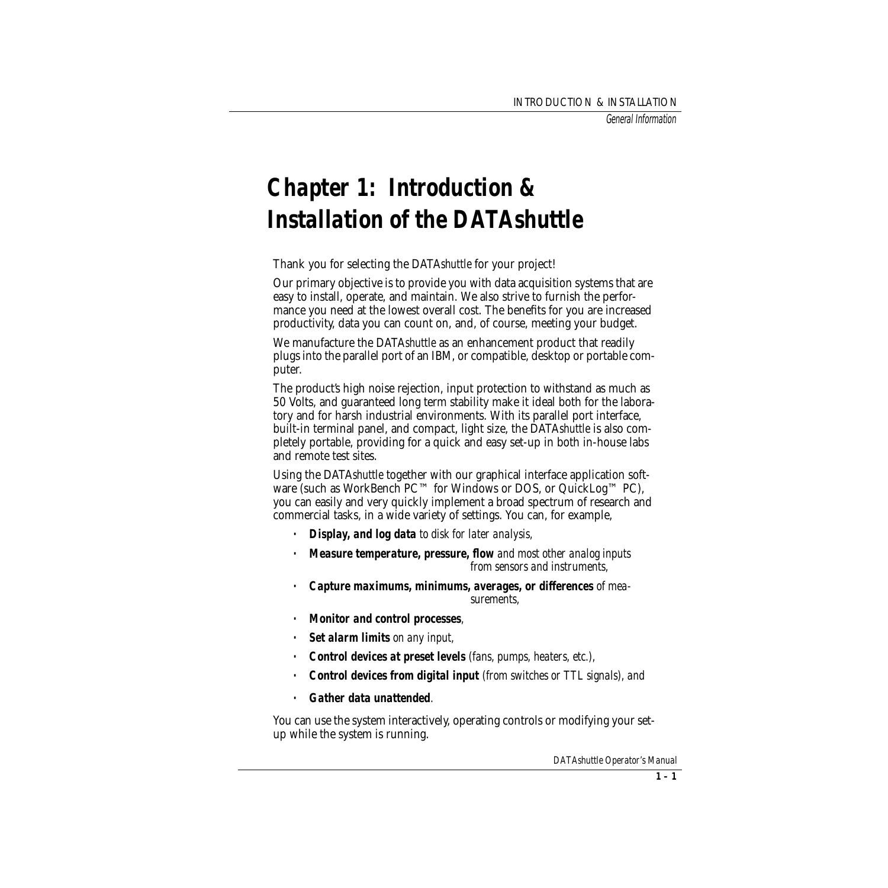# Chapter 1: Introduction & Installation of the DATA*shuttle*

Thank you for selecting the DATA*shuttle* for your project!

Our primary objective is to provide you with data acquisition systems that are easy to install, operate, and maintain. We also strive to furnish the performance you need at the lowest overall cost. The benefits for you are increased productivity, data you can count on, and, of course, meeting your budget.

We manufacture the DATA*shuttle* as an enhancement product that readily plugs into the parallel port of an IBM, or compatible, desktop or portable computer.

The product's high noise rejection, input protection to withstand as much as 50 Volts, and guaranteed long term stability make it ideal both for the laboratory and for harsh industrial environments. With its parallel port interface, built-in terminal panel, and compact, light size, the DATA*shuttle* is also completely portable, providing for a quick and easy set-up in both in-house labs and remote test sites.

Using the DATA*shuttle* together with our graphical interface application software (such as WorkBench PC™ for Windows or DOS, or QuickLog™ PC), you can easily and very quickly implement a broad spectrum of research and commercial tasks, in a wide variety of settings. You can, for example,

- ***Display, and log data*** *to disk for later analysis,*
- ***Measure temperature, pressure, flow*** *and most other analog inputs from sensors and instruments,*
- ***Capture maximums, minimums, averages, or differences*** *of measurements,*
- ***Monitor and control processes****,*
- ***Set alarm limits*** *on any input,*
- ***Control devices at preset levels*** *(fans, pumps, heaters, etc.),*
- ***Control devices from digital input*** *(from switches or TTL signals), and*
- ***Gather data unattended****.*

You can use the system interactively, operating controls or modifying your set-up while the system is running.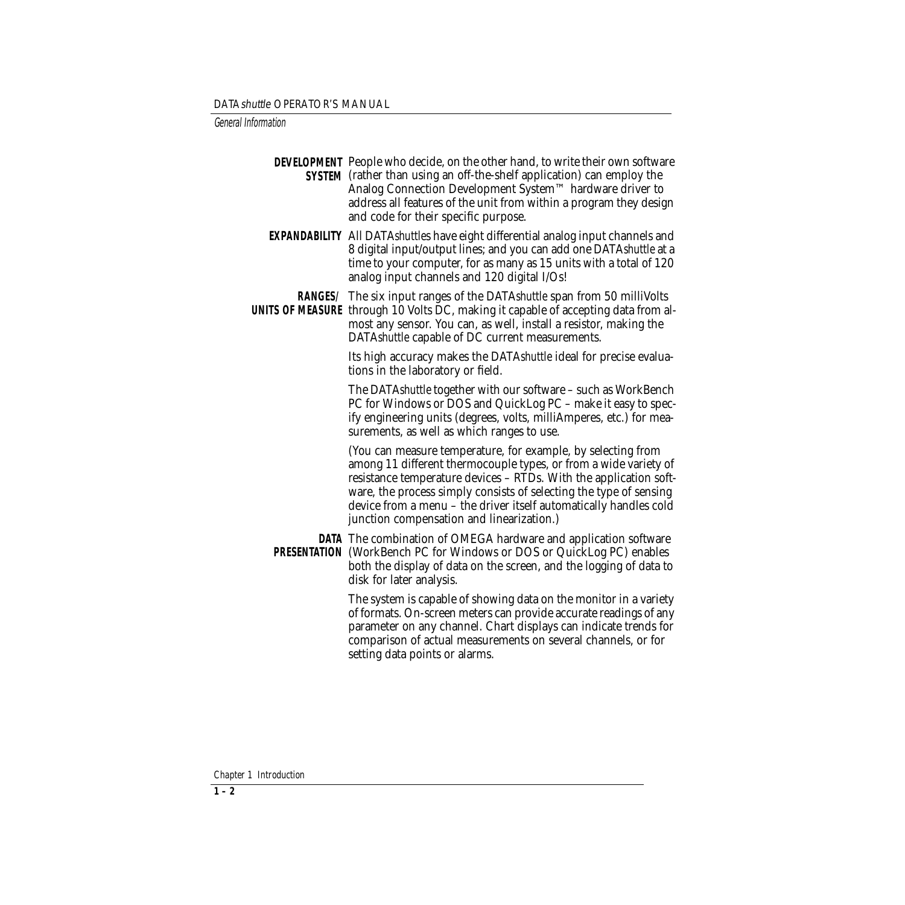**DEVELOPMENT SYSTEM** People who decide, on the other hand, to write their own software (rather than using an off-the-shelf application) can employ the Analog Connection Development System™ hardware driver to address all features of the unit from within a program they design and code for their specific purpose.

**EXPANDABILITY** All DATA*shuttle*s have eight differential analog input channels and 8 digital input/output lines; and you can add one DATA*shuttle* at a time to your computer, for as many as 15 units with a total of 120 analog input channels and 120 digital I/Os!

**RANGES/ UNITS OF MEASURE** The six input ranges of the DATA*shuttle* span from 50 milliVolts through 10 Volts DC, making it capable of accepting data from almost any sensor. You can, as well, install a resistor, making the DATA*shuttle* capable of DC current measurements.

Its high accuracy makes the DATA*shuttle* ideal for precise evaluations in the laboratory or field.

The DATA*shuttle* together with our software – such as WorkBench PC for Windows or DOS and QuickLog PC – make it easy to specify engineering units (degrees, volts, milliAmperes, etc.) for measurements, as well as which ranges to use.

(You can measure temperature, for example, by selecting from among 11 different thermocouple types, or from a wide variety of resistance temperature devices – RTDs. With the application software, the process simply consists of selecting the type of sensing device from a menu – the driver itself automatically handles cold junction compensation and linearization.)

**DATA PRESENTATION** The combination of OMEGA hardware and application software (WorkBench PC for Windows or DOS or QuickLog PC) enables both the display of data on the screen, and the logging of data to disk for later analysis.

The system is capable of showing data on the monitor in a variety of formats. On-screen meters can provide accurate readings of any parameter on any channel. Chart displays can indicate trends for comparison of actual measurements on several channels, or for setting data points or alarms.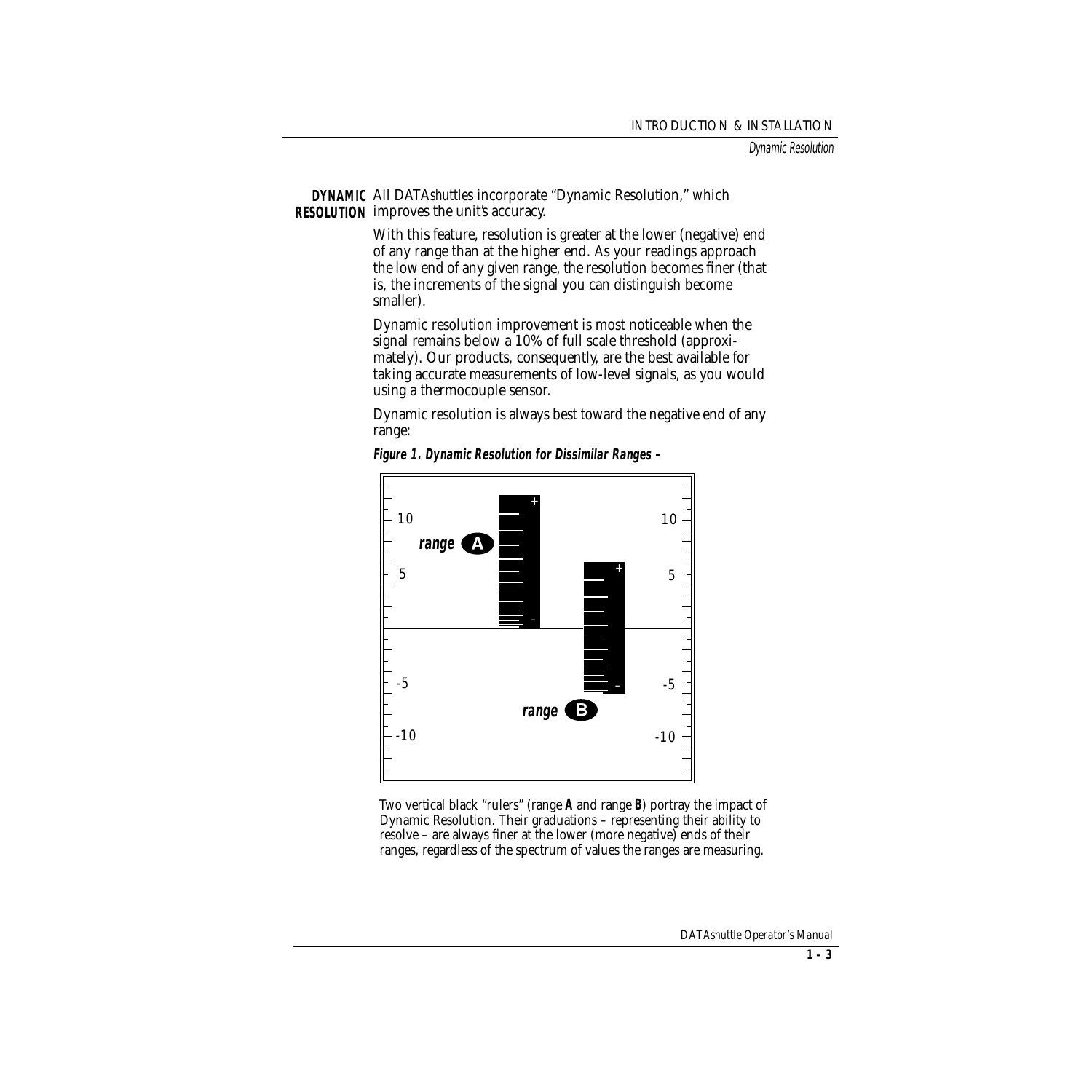## DYNAMIC RESOLUTION

All DATA*shuttles* incorporate "Dynamic Resolution," which improves the unit's accuracy.

With this feature, resolution is greater at the lower (negative) end of any range than at the higher end. As your readings approach the low end of any given range, the resolution becomes finer (that is, the increments of the signal you can distinguish become smaller).

Dynamic resolution improvement is most noticeable when the signal remains below a 10% of full scale threshold (approximately). Our products, consequently, are the best available for taking accurate measurements of low-level signals, as you would using a thermocouple sensor.

Dynamic resolution is always best toward the negative end of any range:

***Figure 1. Dynamic Resolution for Dissimilar Ranges –***

Two vertical black "rulers" (range **A** and range **B**) portray the impact of Dynamic Resolution. Their graduations – representing their ability to resolve – are always finer at the lower (more negative) ends of their ranges, regardless of the spectrum of values the ranges are measuring.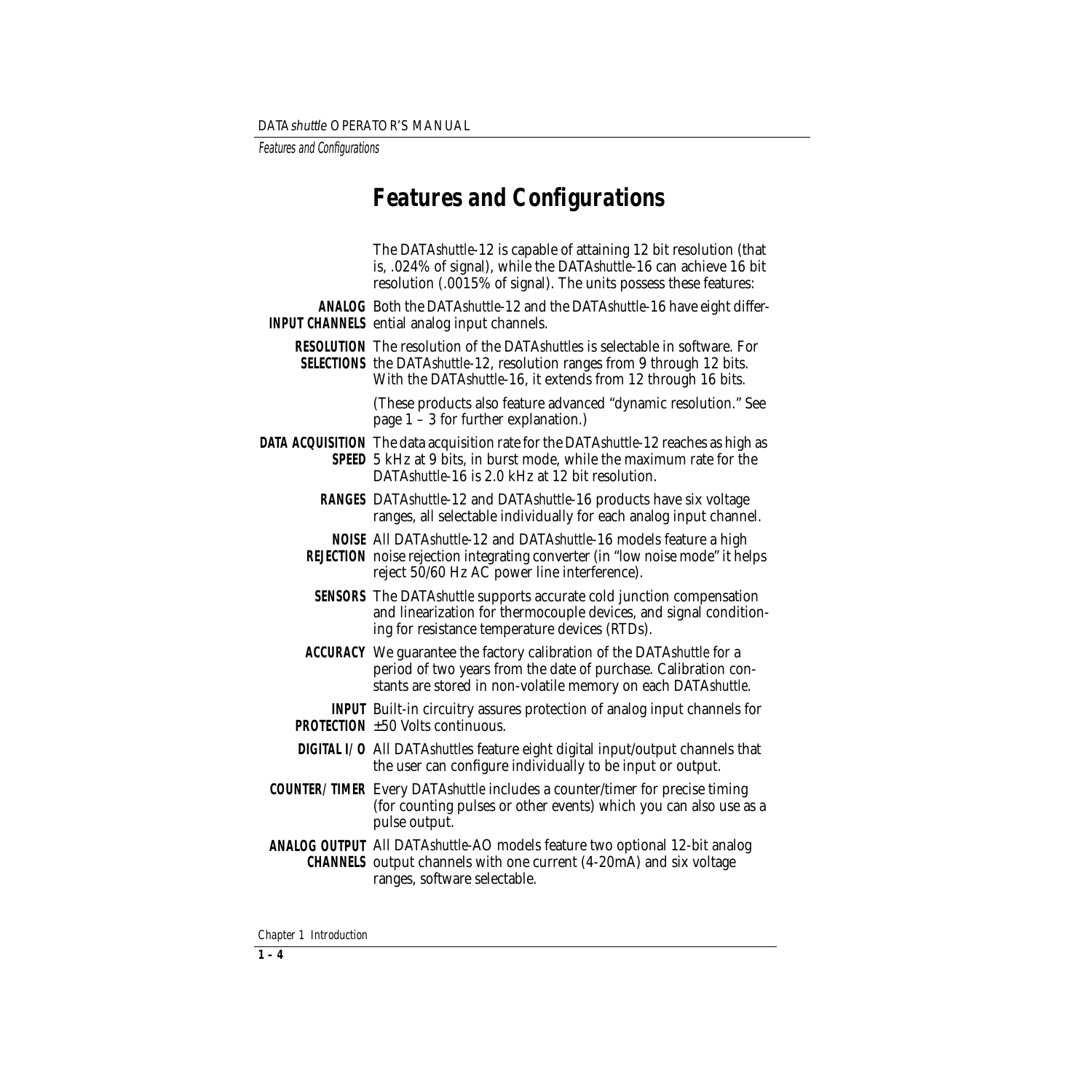# Features and Configurations

The DATA*shuttle*-12 is capable of attaining 12 bit resolution (that is, .024% of signal), while the DATA*shuttle*-16 can achieve 16 bit resolution (.0015% of signal). The units possess these features:

**ANALOG INPUT CHANNELS** Both the DATA*shuttle*-12 and the DATA*shuttle*-16 have eight differential analog input channels.

**RESOLUTION SELECTIONS** The resolution of the DATA*shuttles* is selectable in software. For the DATA*shuttle*-12, resolution ranges from 9 through 12 bits. With the DATA*shuttle*-16, it extends from 12 through 16 bits.

(These products also feature advanced "dynamic resolution." See page 1 – 3 for further explanation.)

**DATA ACQUISITION SPEED** The data acquisition rate for the DATA*shuttle*-12 reaches as high as 5 kHz at 9 bits, in burst mode, while the maximum rate for the DATA*shuttle*-16 is 2.0 kHz at 12 bit resolution.

**RANGES** DATA*shuttle*-12 and DATA*shuttle*-16 products have six voltage ranges, all selectable individually for each analog input channel.

**NOISE REJECTION** All DATA*shuttle*-12 and DATA*shuttle*-16 models feature a high noise rejection integrating converter (in "low noise mode" it helps reject 50/60 Hz AC power line interference).

**SENSORS** The DATA*shuttle* supports accurate cold junction compensation and linearization for thermocouple devices, and signal conditioning for resistance temperature devices (RTDs).

**ACCURACY** We guarantee the factory calibration of the DATA*shuttle* for a period of two years from the date of purchase. Calibration constants are stored in non-volatile memory on each DATA*shuttle*.

**INPUT PROTECTION** Built-in circuitry assures protection of analog input channels for ±50 Volts continuous.

**DIGITAL I/O** All DATA*shuttles* feature eight digital input/output channels that the user can configure individually to be input or output.

**COUNTER/TIMER** Every DATA*shuttle* includes a counter/timer for precise timing (for counting pulses or other events) which you can also use as a pulse output.

**ANALOG OUTPUT CHANNELS** All DATA*shuttle*-AO models feature two optional 12-bit analog output channels with one current (4-20mA) and six voltage ranges, software selectable.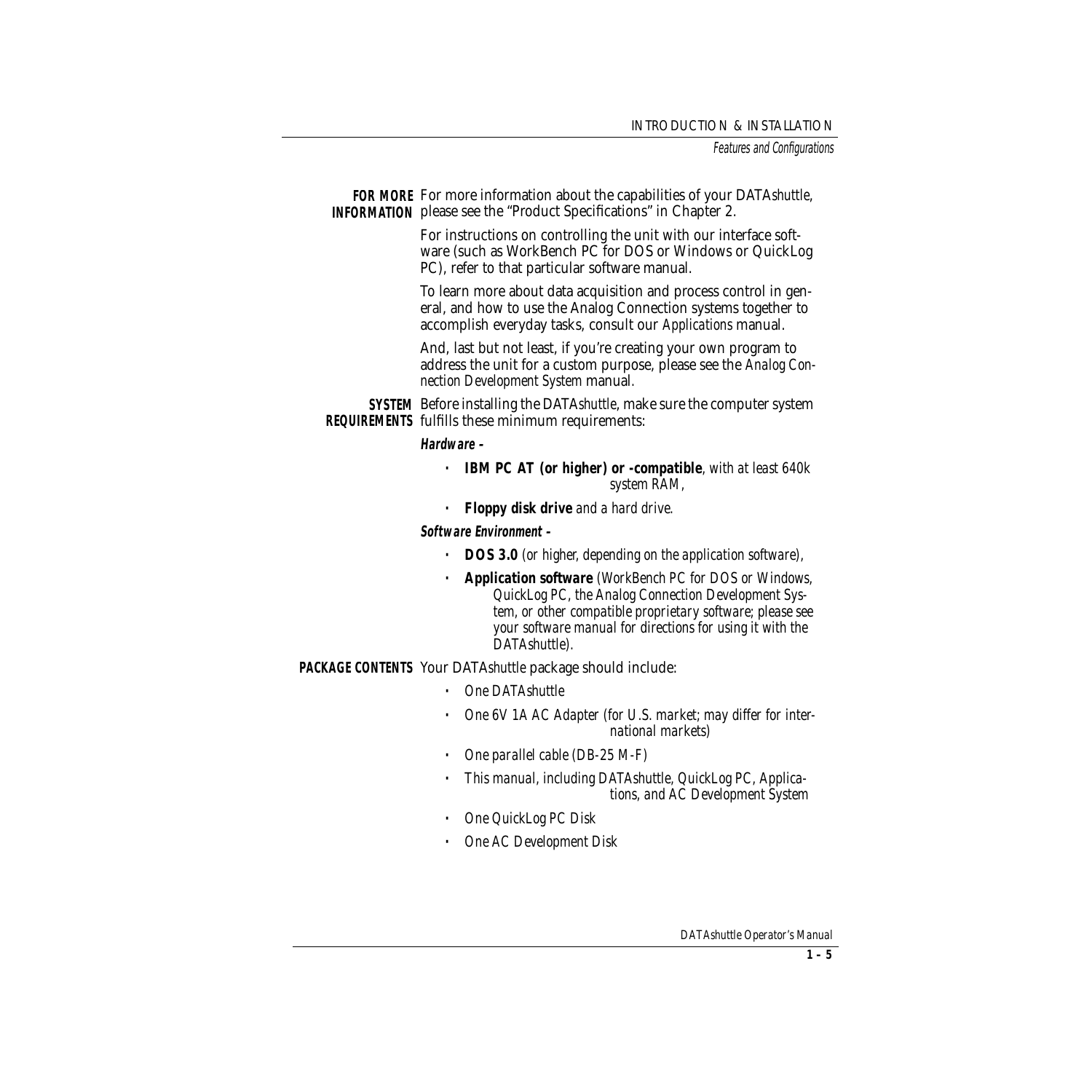**FOR MORE INFORMATION** For more information about the capabilities of your DATA*shuttle*, please see the "Product Specifications" in Chapter 2.

For instructions on controlling the unit with our interface software (such as WorkBench PC for DOS or Windows or QuickLog PC), refer to that particular software manual.

To learn more about data acquisition and process control in general, and how to use the Analog Connection systems together to accomplish everyday tasks, consult our *Applications* manual.

And, last but not least, if you're creating your own program to address the unit for a custom purpose, please see the *Analog Connection Development System* manual.

**SYSTEM REQUIREMENTS** Before installing the DATA*shuttle*, make sure the computer system fulfills these minimum requirements:

***Hardware –***

- **IBM PC AT (or higher) or -compatible**, *with at least 640k system RAM,*
- **Floppy disk drive** *and a hard drive.*

***Software Environment –***

- **DOS 3.0** *(or higher, depending on the application software),*
- **Application software** *(WorkBench PC for DOS or Windows, QuickLog PC, the Analog Connection Development System, or other compatible proprietary software; please see your software manual for directions for using it with the DATAshuttle).*

**PACKAGE CONTENTS** Your DATA*shuttle* package should include:

- *One DATAshuttle*
- *One 6V 1A AC Adapter (for U.S. market; may differ for international markets)*
- *One parallel cable (DB-25 M-F)*
- *This manual, including DATAshuttle, QuickLog PC, Applications, and AC Development System*
- *One QuickLog PC Disk*
- *One AC Development Disk*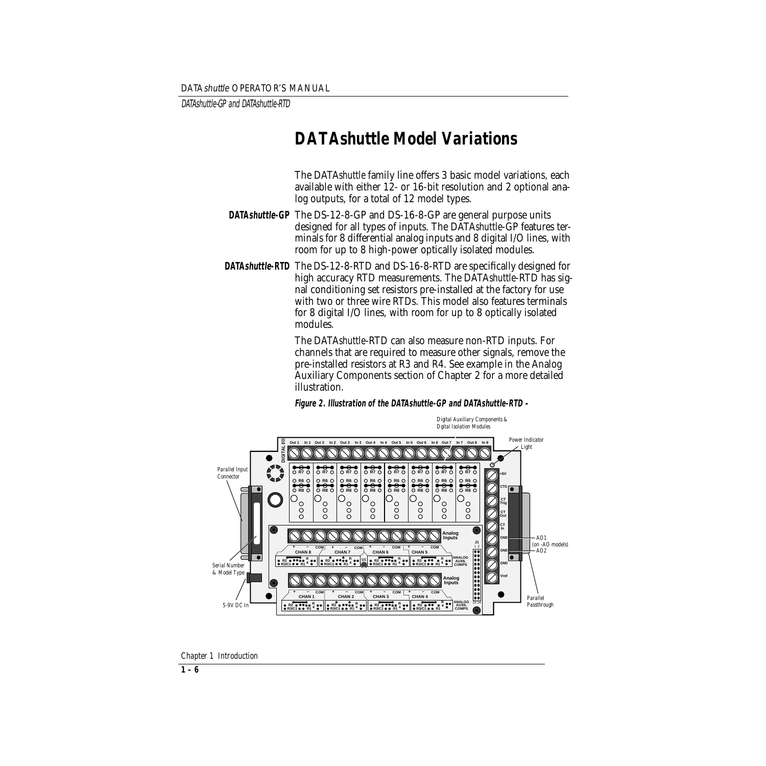# DATAshuttle Model Variations

The DATA*shuttle* family line offers 3 basic model variations, each available with either 12- or 16-bit resolution and 2 optional analog outputs, for a total of 12 model types.

**DATA*shuttle*-GP** The DS-12-8-GP and DS-16-8-GP are general purpose units designed for all types of inputs. The DATA*shuttle*-GP features terminals for 8 differential analog inputs and 8 digital I/O lines, with room for up to 8 high-power optically isolated modules.

**DATA*shuttle*-RTD** The DS-12-8-RTD and DS-16-8-RTD are specifically designed for high accuracy RTD measurements. The DATA*shuttle*-RTD has signal conditioning set resistors pre-installed at the factory for use with two or three wire RTDs. This model also features terminals for 8 digital I/O lines, with room for up to 8 optically isolated modules.

The DATA*shuttle*-RTD can also measure non-RTD inputs. For channels that are required to measure other signals, remove the pre-installed resistors at R3 and R4. See example in the Analog Auxiliary Components section of Chapter 2 for a more detailed illustration.

**Figure 2. Illustration of the DATAshuttle-GP and DATAshuttle-RTD –**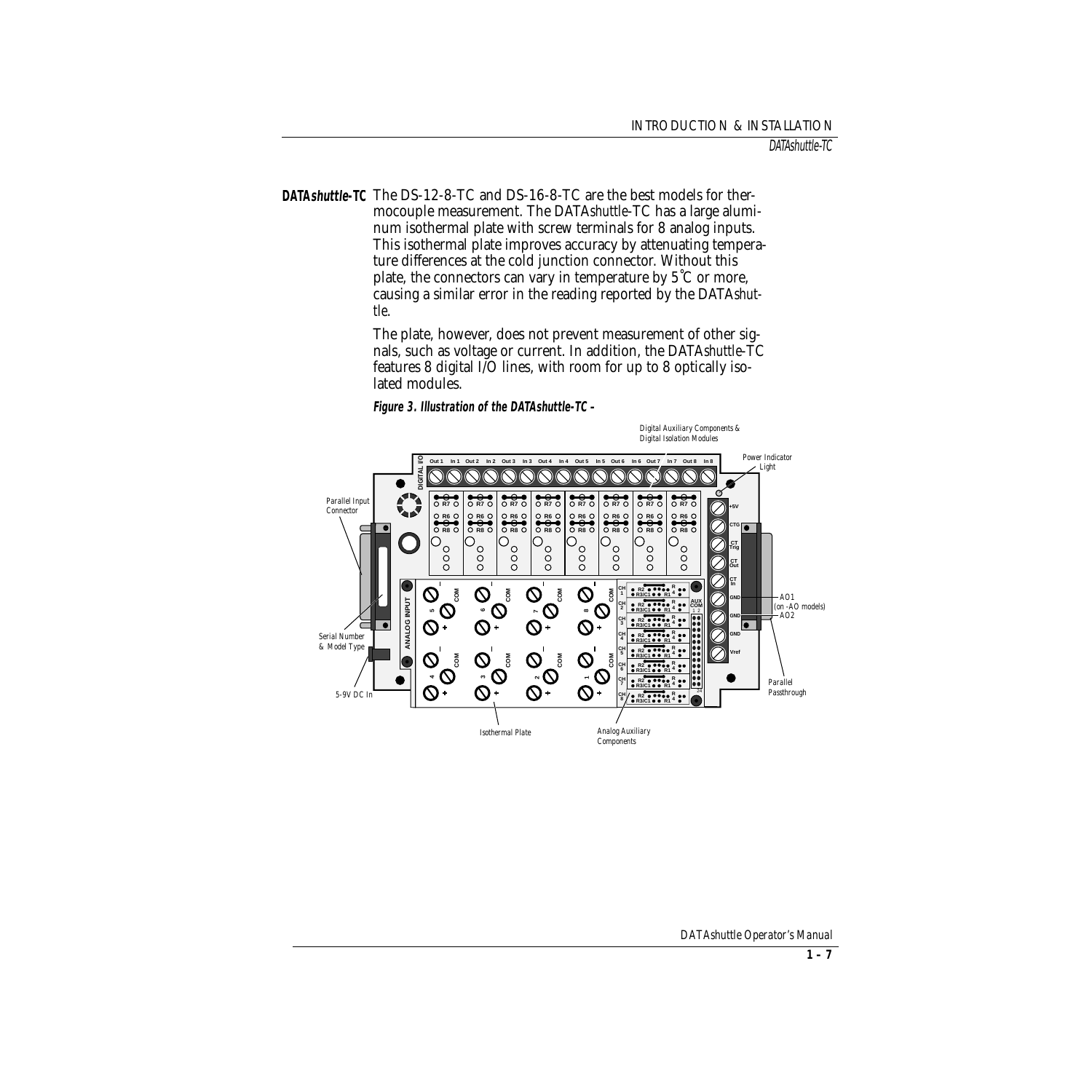**DATA*shuttle*-TC** The DS-12-8-TC and DS-16-8-TC are the best models for thermocouple measurement. The DATA*shuttle*-TC has a large aluminum isothermal plate with screw terminals for 8 analog inputs. This isothermal plate improves accuracy by attenuating temperature differences at the cold junction connector. Without this plate, the connectors can vary in temperature by 5°C or more, causing a similar error in the reading reported by the DATA*shuttle*.

The plate, however, does not prevent measurement of other signals, such as voltage or current. In addition, the DATA*shuttle*-TC features 8 digital I/O lines, with room for up to 8 optically isolated modules.

***Figure 3. Illustration of the DATAshuttle-TC –***

Digital Auxiliary Components & Digital Isolation Modules

Power Indicator Light

Parallel Input Connector

Serial Number & Model Type

5-9V DC In

Isothermal Plate

Analog Auxiliary Components

AO1 (on -AO models)

AO2

Parallel Passthrough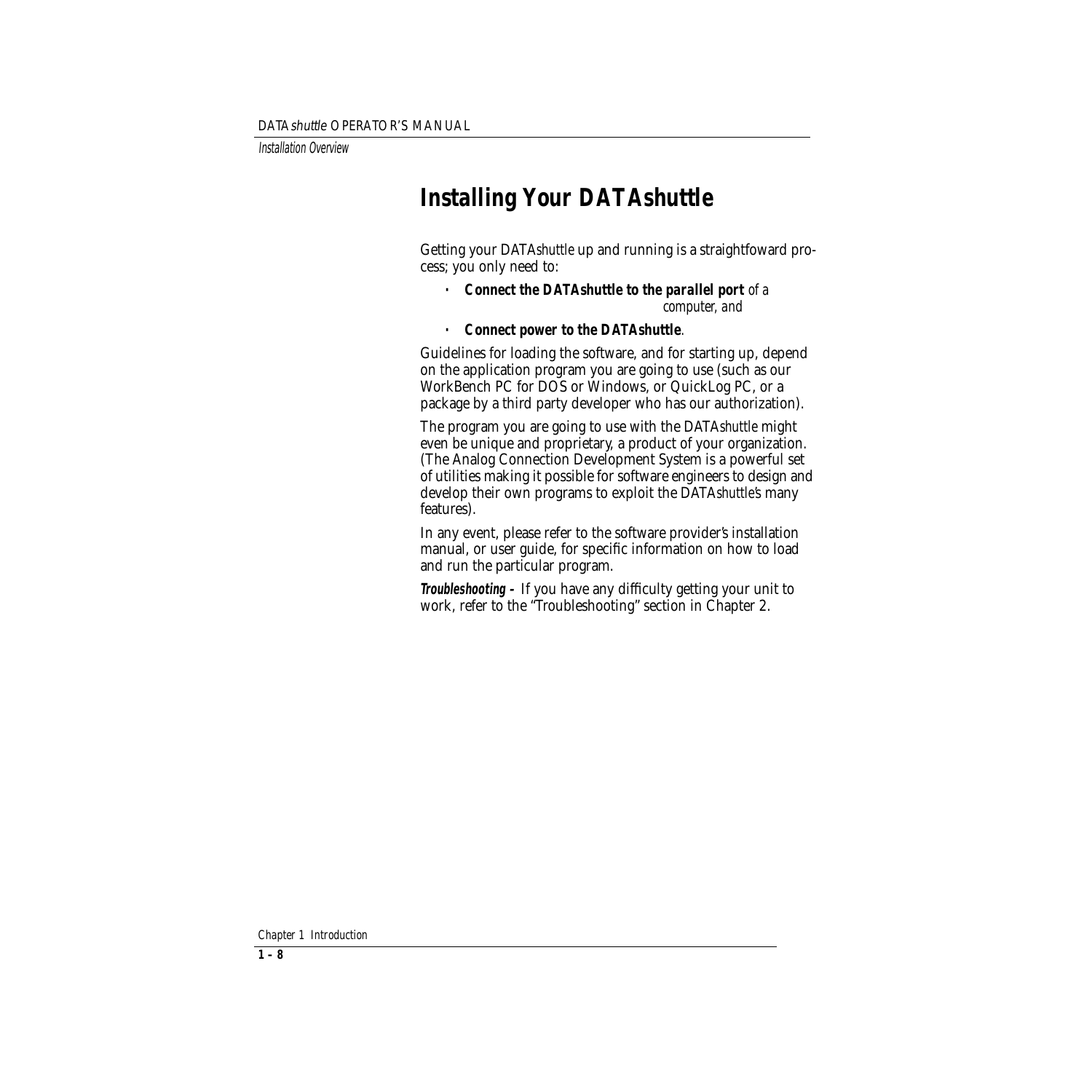# Installing Your DATAshuttle

Getting your DATA*shuttle* up and running is a straightfoward process; you only need to:

- **Connect the DATAshuttle to the parallel port** *of a computer, and*
- **Connect power to the DATAshuttle**.

Guidelines for loading the software, and for starting up, depend on the application program you are going to use (such as our WorkBench PC for DOS or Windows, or QuickLog PC, or a package by a third party developer who has our authorization).

The program you are going to use with the DATA*shuttle* might even be unique and proprietary, a product of your organization. (The Analog Connection Development System is a powerful set of utilities making it possible for software engineers to design and develop their own programs to exploit the DATA*shuttle*'s many features).

In any event, please refer to the software provider's installation manual, or user guide, for specific information on how to load and run the particular program.

***Troubleshooting –*** If you have any difficulty getting your unit to work, refer to the "Troubleshooting" section in Chapter 2.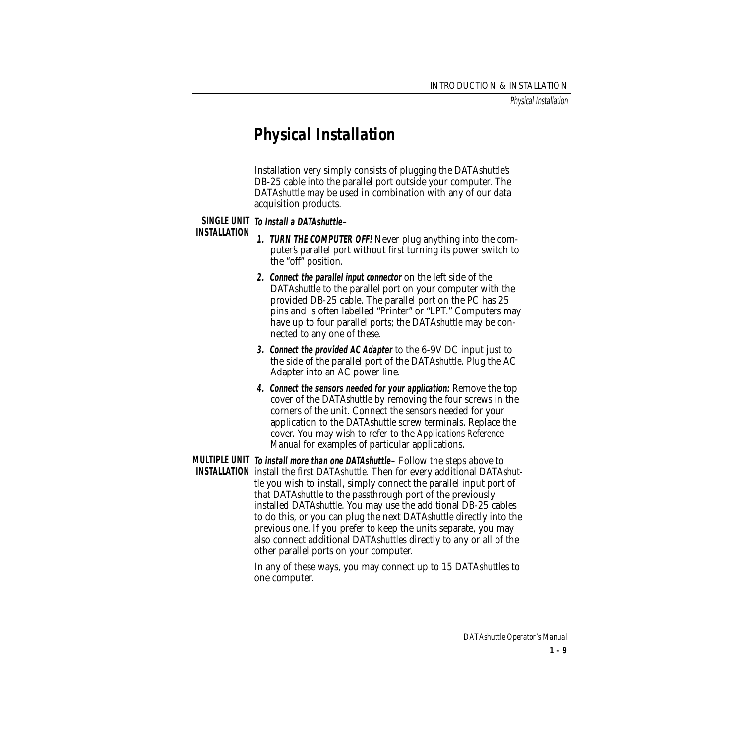# Physical Installation

Installation very simply consists of plugging the DATA*shuttle*'s DB-25 cable into the parallel port outside your computer. The DATA*shuttle* may be used in combination with any of our data acquisition products.

**SINGLE UNIT INSTALLATION**

***To Install a DATAshuttle–***

1. ***TURN THE COMPUTER OFF!*** Never plug anything into the computer's parallel port without first turning its power switch to the "off" position.
2. ***Connect the parallel input connector*** on the left side of the DATA*shuttle* to the parallel port on your computer with the provided DB-25 cable. The parallel port on the PC has 25 pins and is often labelled "Printer" or "LPT." Computers may have up to four parallel ports; the DATA*shuttle* may be connected to any one of these.
3. ***Connect the provided AC Adapter*** to the 6-9V DC input just to the side of the parallel port of the DATA*shuttle*. Plug the AC Adapter into an AC power line.
4. ***Connect the sensors needed for your application:*** Remove the top cover of the DATA*shuttle* by removing the four screws in the corners of the unit. Connect the sensors needed for your application to the DATA*shuttle* screw terminals. Replace the cover. You may wish to refer to the *Applications Reference Manual* for examples of particular applications.

**MULTIPLE UNIT INSTALLATION**

***To install more than one DATAshuttle–*** Follow the steps above to install the first DATA*shuttle*. Then for every additional DATA*shuttle* you wish to install, simply connect the parallel input port of that DATA*shuttle* to the passthrough port of the previously installed DATA*shuttle*. You may use the additional DB-25 cables to do this, or you can plug the next DATA*shuttle* directly into the previous one. If you prefer to keep the units separate, you may also connect additional DATA*shuttles* directly to any or all of the other parallel ports on your computer.

In any of these ways, you may connect up to 15 DATA*shuttles* to one computer.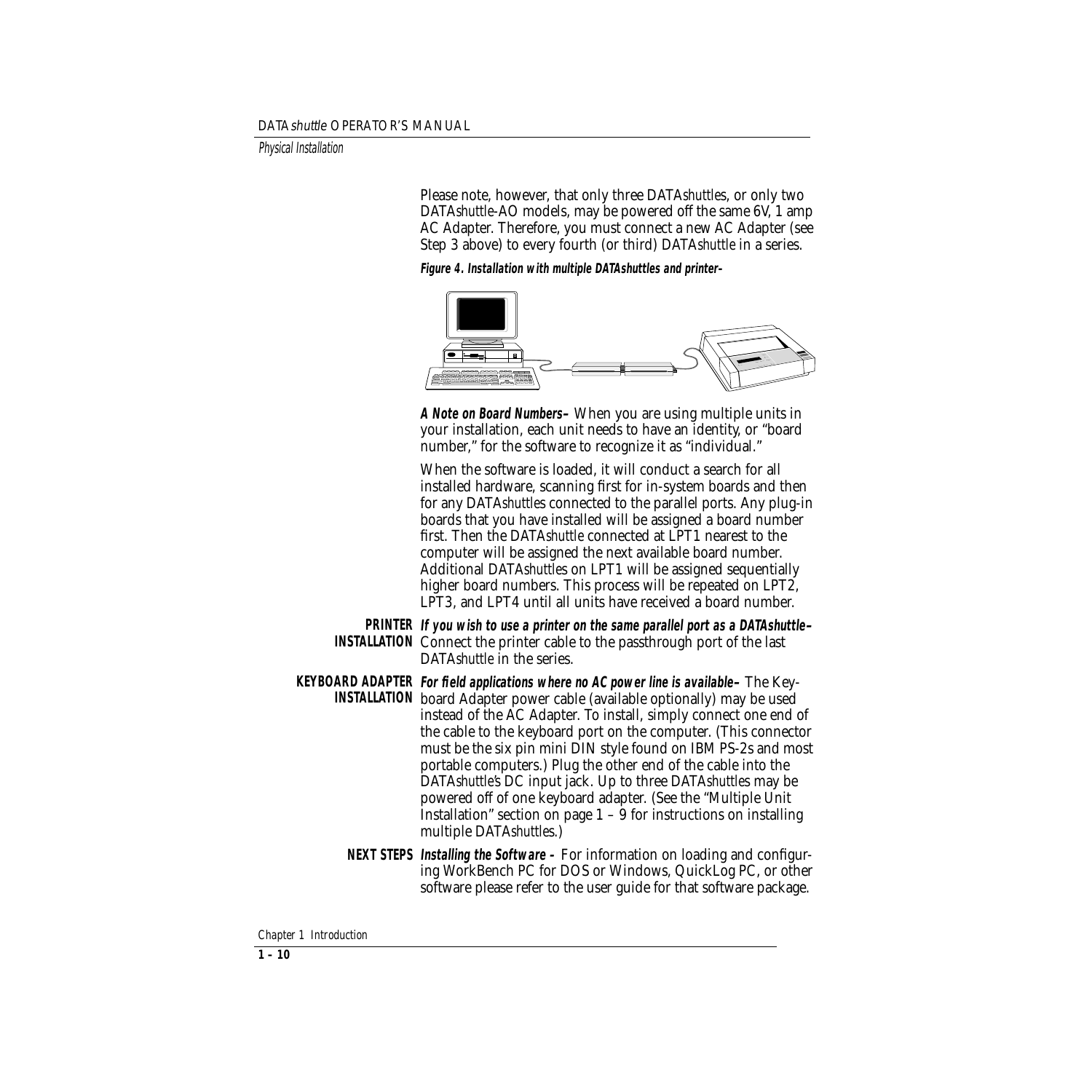Please note, however, that only three DATA*shuttles*, or only two DATA*shuttle*-AO models, may be powered off the same 6V, 1 amp AC Adapter. Therefore, you must connect a new AC Adapter (see Step 3 above) to every fourth (or third) DATA*shuttle* in a series.

***Figure 4. Installation with multiple DATAshuttles and printer–***

***A Note on Board Numbers–*** When you are using multiple units in your installation, each unit needs to have an identity, or "board number," for the software to recognize it as "individual."

When the software is loaded, it will conduct a search for all installed hardware, scanning first for in-system boards and then for any DATA*shuttles* connected to the parallel ports. Any plug-in boards that you have installed will be assigned a board number first. Then the DATA*shuttle* connected at LPT1 nearest to the computer will be assigned the next available board number. Additional DATA*shuttles* on LPT1 will be assigned sequentially higher board numbers. This process will be repeated on LPT2, LPT3, and LPT4 until all units have received a board number.

**PRINTER INSTALLATION**

***If you wish to use a printer on the same parallel port as a DATAshuttle–*** Connect the printer cable to the passthrough port of the last DATA*shuttle* in the series.

**KEYBOARD ADAPTER INSTALLATION**

***For field applications where no AC power line is available–*** The Keyboard Adapter power cable (available optionally) may be used instead of the AC Adapter. To install, simply connect one end of the cable to the keyboard port on the computer. (This connector must be the six pin mini DIN style found on IBM PS-2s and most portable computers.) Plug the other end of the cable into the DATA*shuttle's* DC input jack. Up to three DATA*shuttles* may be powered off of one keyboard adapter. (See the "Multiple Unit Installation" section on page 1 – 9 for instructions on installing multiple DATA*shuttles*.)

**NEXT STEPS**

***Installing the Software –*** For information on loading and configuring WorkBench PC for DOS or Windows, QuickLog PC, or other software please refer to the user guide for that software package.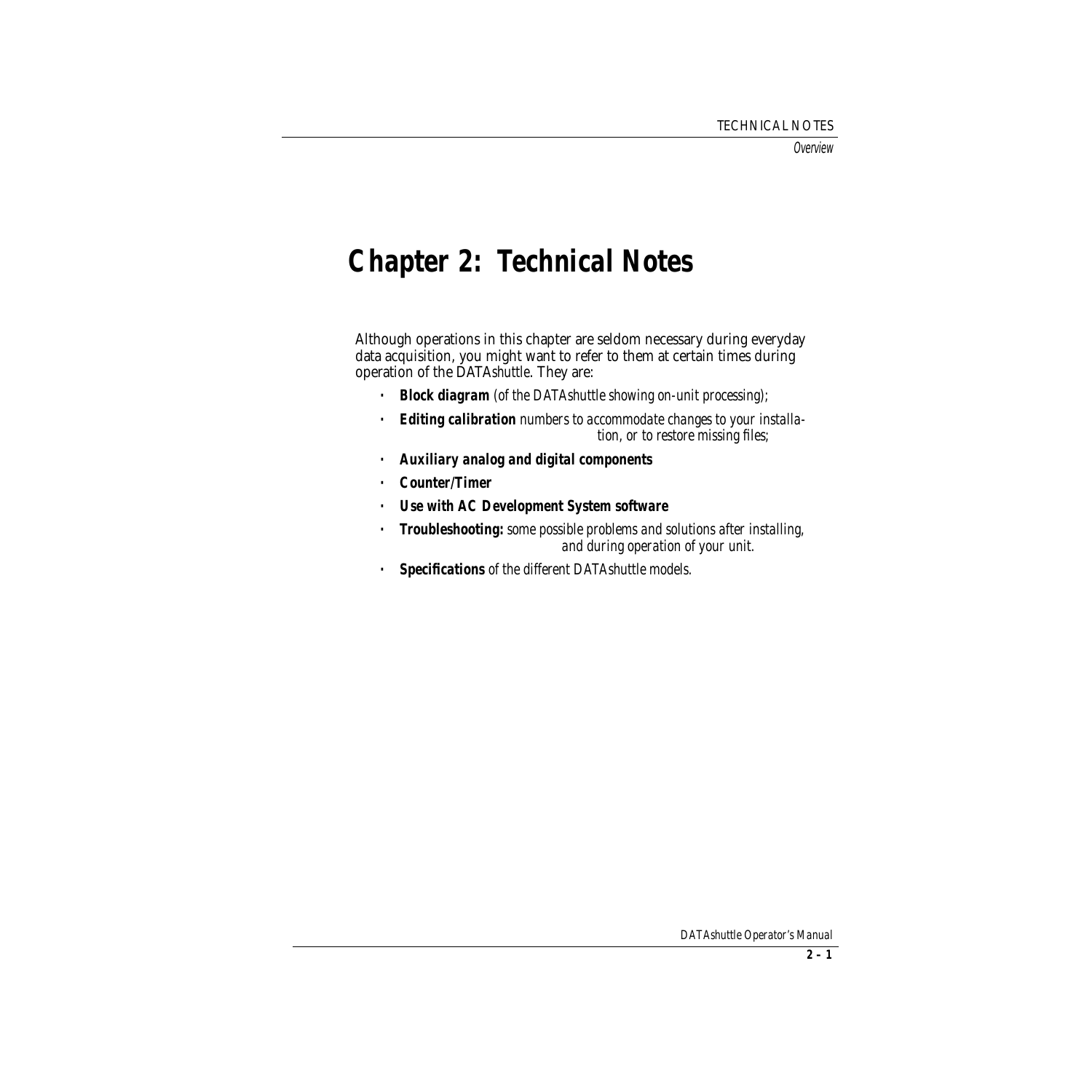# Chapter 2: Technical Notes

Although operations in this chapter are seldom necessary during everyday data acquisition, you might want to refer to them at certain times during operation of the DATA*shuttle*. They are:

- **Block diagram** *(of the DATAshuttle showing on-unit processing);*
- **Editing calibration** *numbers to accommodate changes to your installation, or to restore missing files;*
- **Auxiliary analog and digital components**
- **Counter/Timer**
- **Use with AC Development System software**
- **Troubleshooting:** *some possible problems and solutions after installing, and during operation of your unit.*
- **Specifications** *of the different DATAshuttle models.*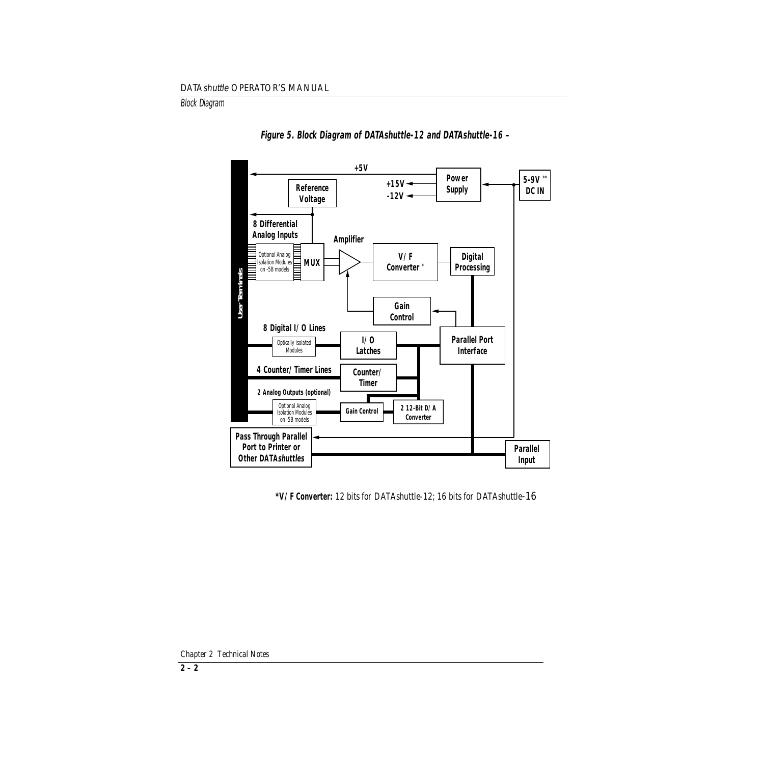**Figure 5. Block Diagram of DATAshuttle-12 and DATAshuttle-16 –**

**\*V/F Converter:** 12 bits for DATAshuttle-12; 16 bits for DATAshuttle-16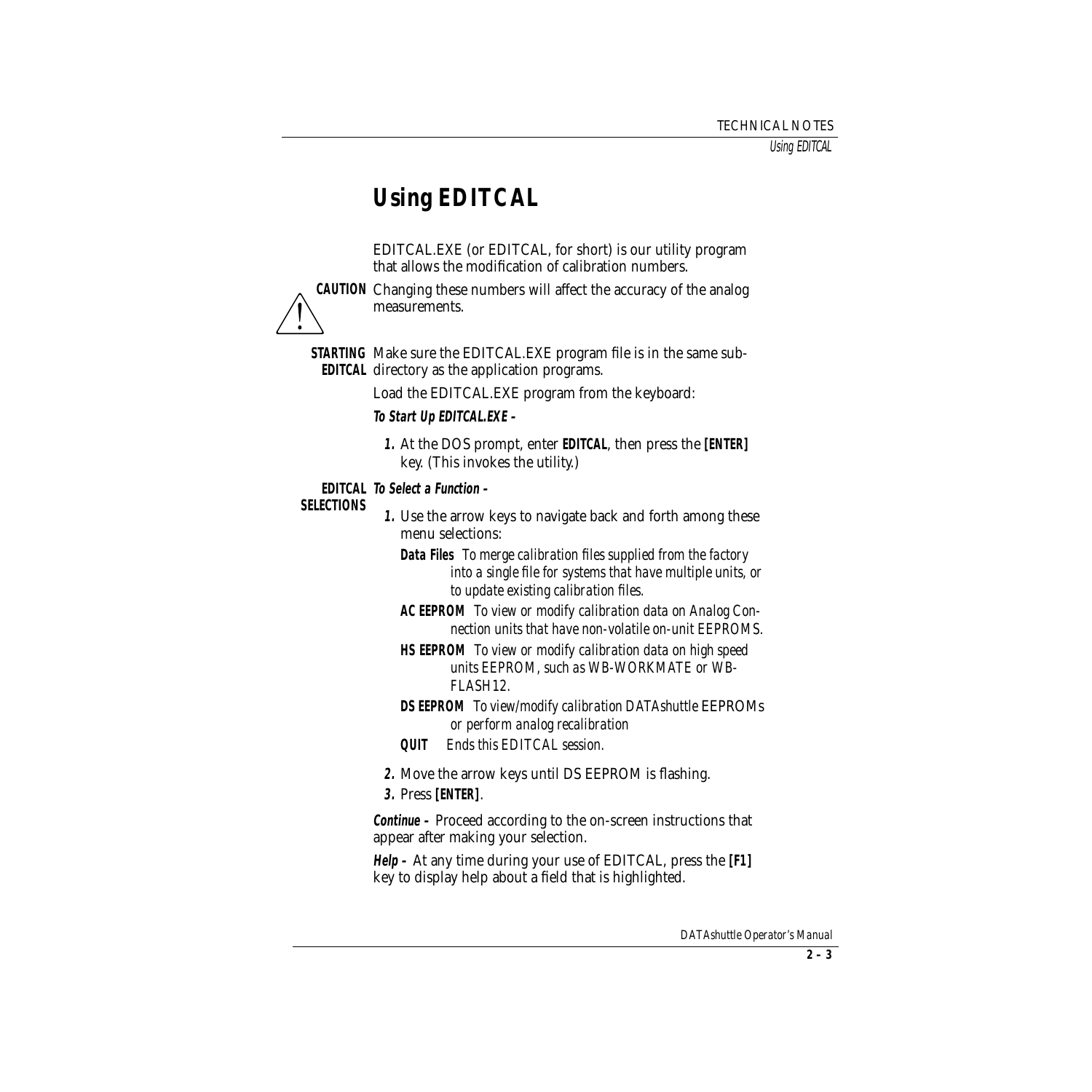# Using EDITCAL

EDITCAL.EXE (or EDITCAL, for short) is our utility program that allows the modification of calibration numbers.

**CAUTION** Changing these numbers will affect the accuracy of the analog measurements.

**STARTING EDITCAL** Make sure the EDITCAL.EXE program file is in the same sub-directory as the application programs.

Load the EDITCAL.EXE program from the keyboard:

***To Start Up EDITCAL.EXE –***

1. At the DOS prompt, enter **EDITCAL**, then press the **[ENTER]** key. (This invokes the utility.)

**EDITCAL SELECTIONS** ***To Select a Function –***

1. Use the arrow keys to navigate back and forth among these menu selections:

   **Data Files** *To merge calibration files supplied from the factory into a single file for systems that have multiple units, or to update existing calibration files.*

   **AC EEPROM** *To view or modify calibration data on Analog Connection units that have non-volatile on-unit EEPROMS.*

   **HS EEPROM** *To view or modify calibration data on high speed units EEPROM, such as WB-WORKMATE or WB-FLASH12.*

   **DS EEPROM** *To view/modify calibration DATAshuttle* EEPROMs *or perform analog recalibration*

   **QUIT** *Ends this EDITCAL session.*

2. Move the arrow keys until DS EEPROM is flashing.
3. Press **[ENTER]**.

***Continue –*** Proceed according to the on-screen instructions that appear after making your selection.

***Help –*** At any time during your use of EDITCAL, press the **[F1]** key to display help about a field that is highlighted.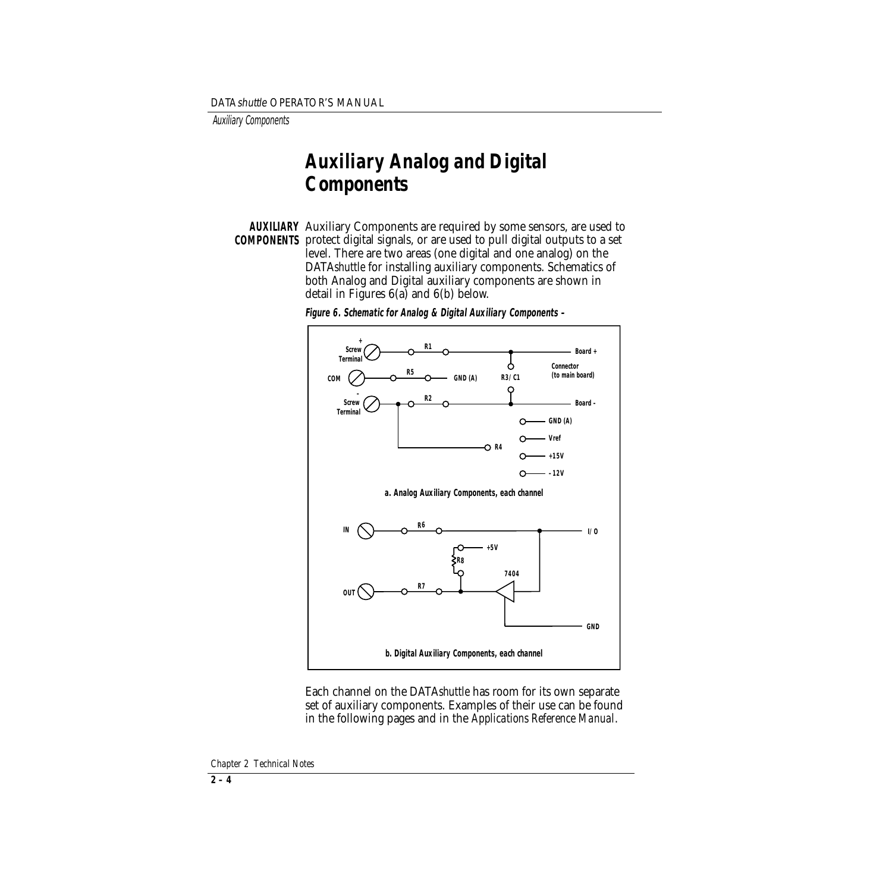# Auxiliary Analog and Digital Components

**AUXILIARY COMPONENTS** Auxiliary Components are required by some sensors, are used to protect digital signals, or are used to pull digital outputs to a set level. There are two areas (one digital and one analog) on the DATA*shuttle* for installing auxiliary components. Schematics of both Analog and Digital auxiliary components are shown in detail in Figures 6(a) and 6(b) below.

***Figure 6. Schematic for Analog & Digital Auxiliary Components –***

+ Screw Terminal | R1 | Board + | Connector (to main board) | COM | R5 | GND (A) | R3/C1 | - Screw Terminal | R2 | Board - | GND (A) | Vref | R4 | +15V | -12V

a. Analog Auxiliary Components, each channel

IN | R6 | I/O | +5V | R8 | 7404 | OUT | R7 | GND

b. Digital Auxiliary Components, each channel

Each channel on the DATA*shuttle* has room for its own separate set of auxiliary components. Examples of their use can be found in the following pages and in the *Applications Reference Manual*.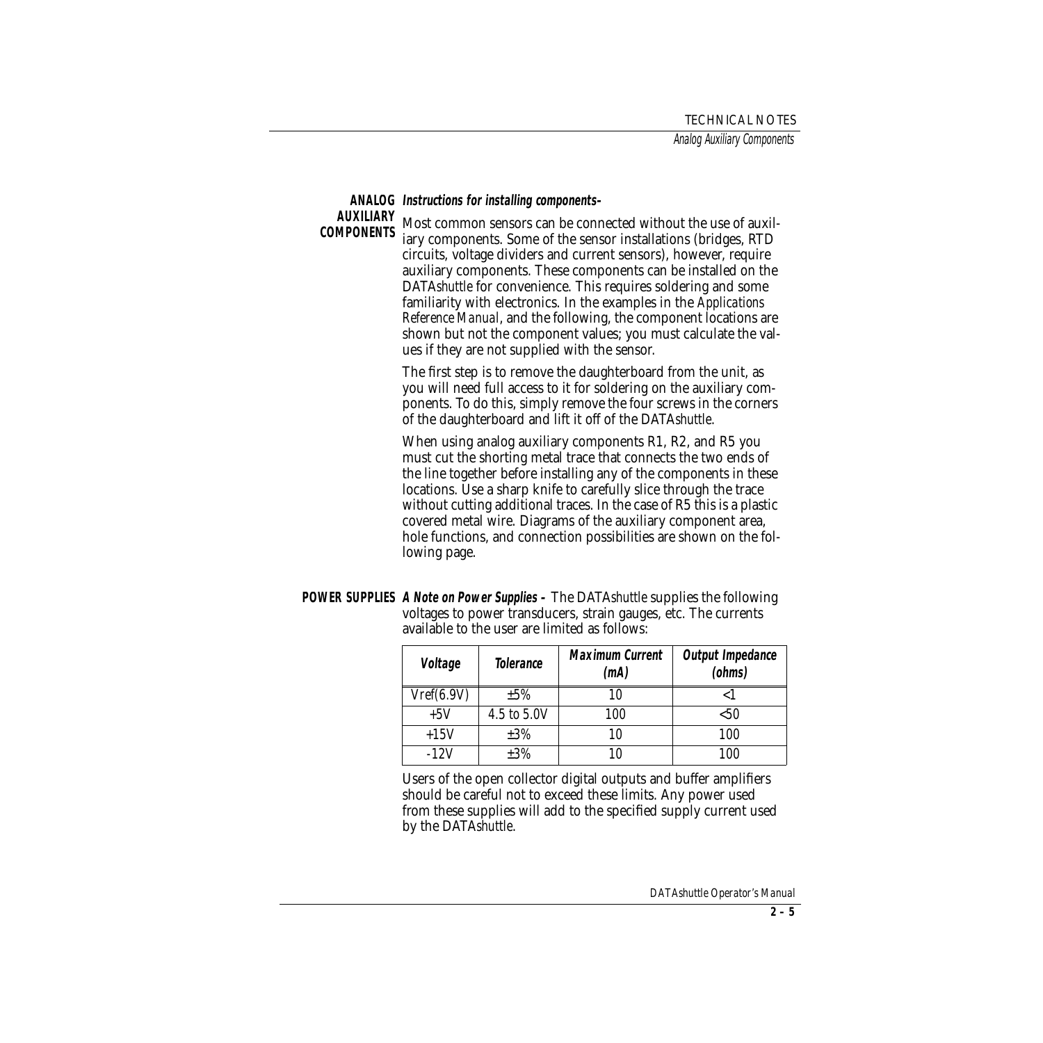## ANALOG AUXILIARY COMPONENTS

***Instructions for installing components-***

Most common sensors can be connected without the use of auxiliary components. Some of the sensor installations (bridges, RTD circuits, voltage dividers and current sensors), however, require auxiliary components. These components can be installed on the DATA*shuttle* for convenience. This requires soldering and some familiarity with electronics. In the examples in the *Applications Reference Manual*, and the following, the component locations are shown but not the component values; you must calculate the values if they are not supplied with the sensor.

The first step is to remove the daughterboard from the unit, as you will need full access to it for soldering on the auxiliary components. To do this, simply remove the four screws in the corners of the daughterboard and lift it off of the DATA*shuttle*.

When using analog auxiliary components R1, R2, and R5 you must cut the shorting metal trace that connects the two ends of the line together before installing any of the components in these locations. Use a sharp knife to carefully slice through the trace without cutting additional traces. In the case of R5 this is a plastic covered metal wire. Diagrams of the auxiliary component area, hole functions, and connection possibilities are shown on the following page.

## POWER SUPPLIES

***A Note on Power Supplies -*** The DATA*shuttle* supplies the following voltages to power transducers, strain gauges, etc. The currents available to the user are limited as follows:

| Voltage | Tolerance | Maximum Current (mA) | Output Impedance (ohms) |
|---|---|---|---|
| Vref(6.9V) | ±5% | 10 | <1 |
| +5V | 4.5 to 5.0V | 100 | <50 |
| +15V | ±3% | 10 | 100 |
| -12V | ±3% | 10 | 100 |

Users of the open collector digital outputs and buffer amplifiers should be careful not to exceed these limits. Any power used from these supplies will add to the specified supply current used by the DATA*shuttle*.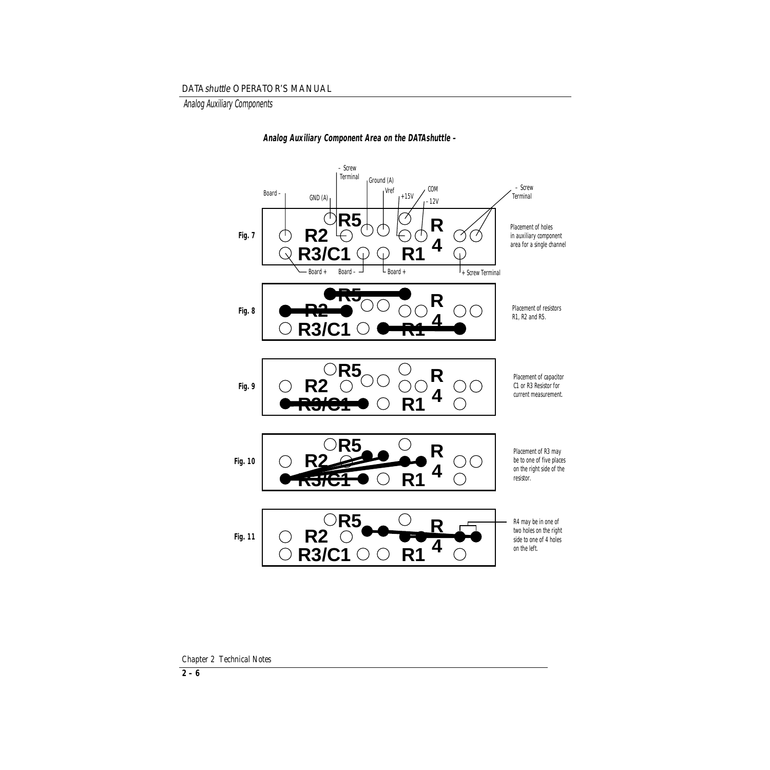**Analog Auxiliary Component Area on the DATAshuttle -**

Fig. 7

Placement of holes in auxiliary component area for a single channel

Fig. 8

Placement of resistors R1, R2 and R5.

Fig. 9

Placement of capacitor C1 or R3 Resistor for current measurement.

Fig. 10

Placement of R3 may be to one of five places on the right side of the resistor.

Fig. 11

R4 may be in one of two holes on the right side to one of 4 holes on the left.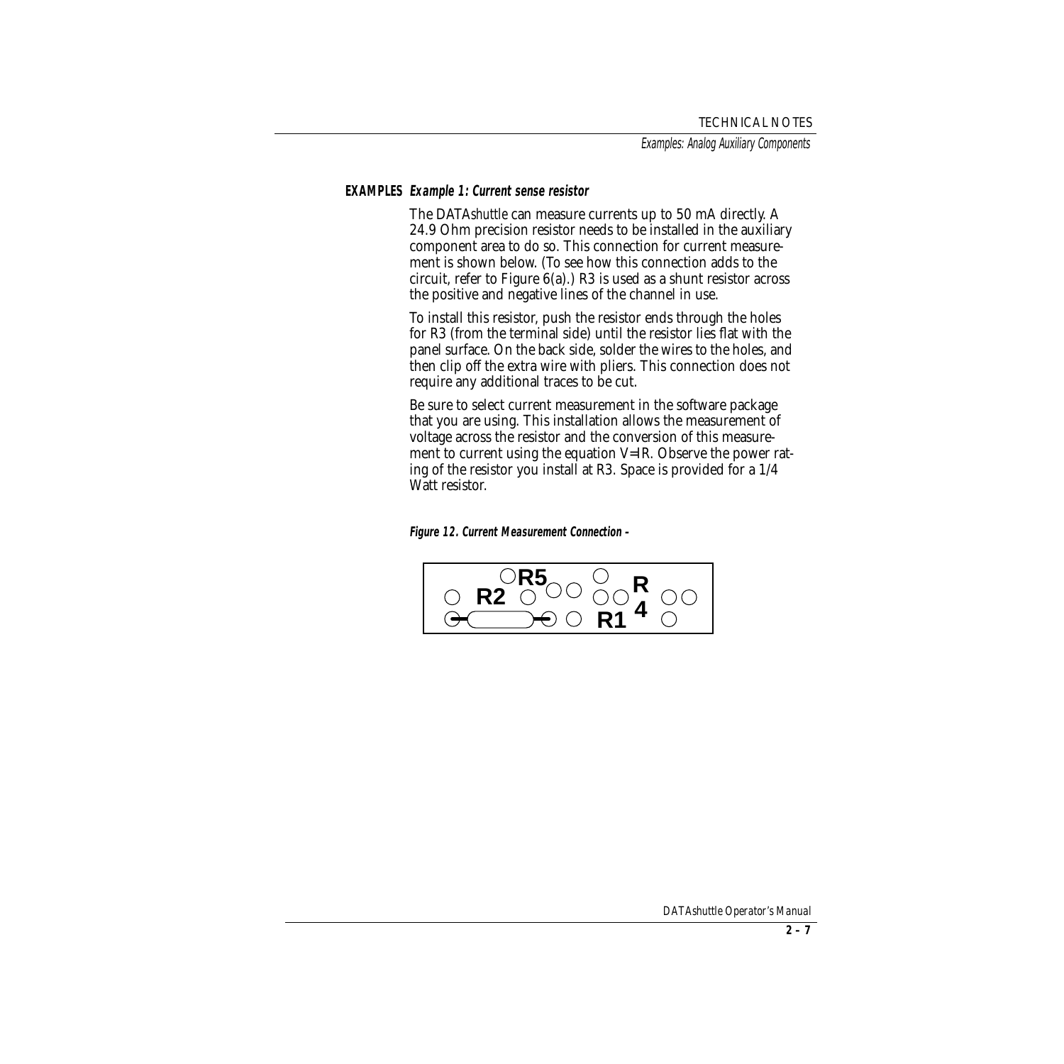**EXAMPLES** ***Example 1: Current sense resistor***

The DATA*shuttle* can measure currents up to 50 mA directly. A 24.9 Ohm precision resistor needs to be installed in the auxiliary component area to do so. This connection for current measurement is shown below. (To see how this connection adds to the circuit, refer to Figure 6(a).) R3 is used as a shunt resistor across the positive and negative lines of the channel in use.

To install this resistor, push the resistor ends through the holes for R3 (from the terminal side) until the resistor lies flat with the panel surface. On the back side, solder the wires to the holes, and then clip off the extra wire with pliers. This connection does not require any additional traces to be cut.

Be sure to select current measurement in the software package that you are using. This installation allows the measurement of voltage across the resistor and the conversion of this measurement to current using the equation V=IR. Observe the power rating of the resistor you install at R3. Space is provided for a 1/4 Watt resistor.

***Figure 12. Current Measurement Connection –***

R5 R2 R R1 4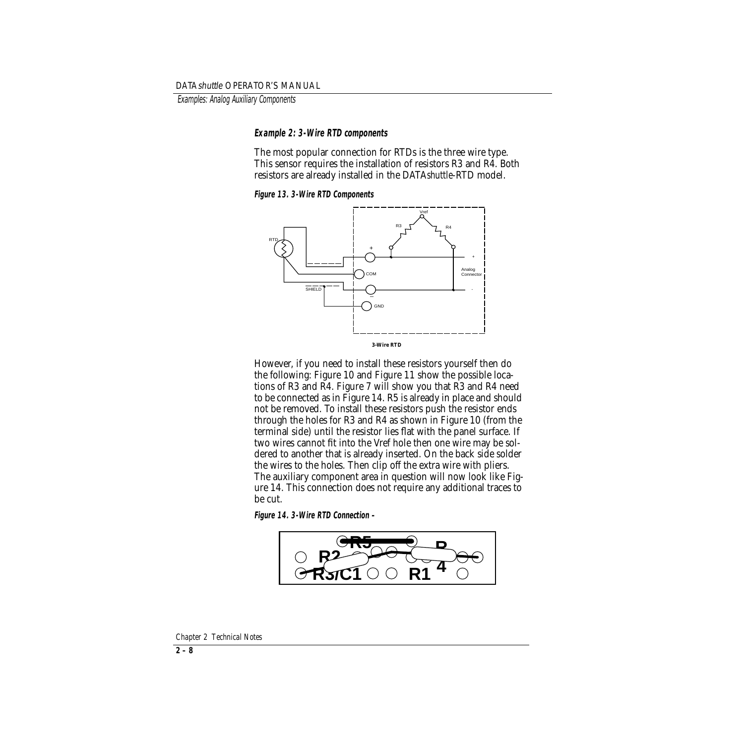**Example 2: 3-Wire RTD components**

The most popular connection for RTDs is the three wire type. This sensor requires the installation of resistors R3 and R4. Both resistors are already installed in the DATA*shuttle*-RTD model.

**Figure 13. 3-Wire RTD Components**

**3-Wire RTD**

However, if you need to install these resistors yourself then do the following: Figure 10 and Figure 11 show the possible locations of R3 and R4. Figure 7 will show you that R3 and R4 need to be connected as in Figure 14. R5 is already in place and should not be removed. To install these resistors push the resistor ends through the holes for R3 and R4 as shown in Figure 10 (from the terminal side) until the resistor lies flat with the panel surface. If two wires cannot fit into the Vref hole then one wire may be soldered to another that is already inserted. On the back side solder the wires to the holes. Then clip off the extra wire with pliers. The auxiliary component area in question will now look like Figure 14. This connection does not require any additional traces to be cut.

**Figure 14. 3-Wire RTD Connection –**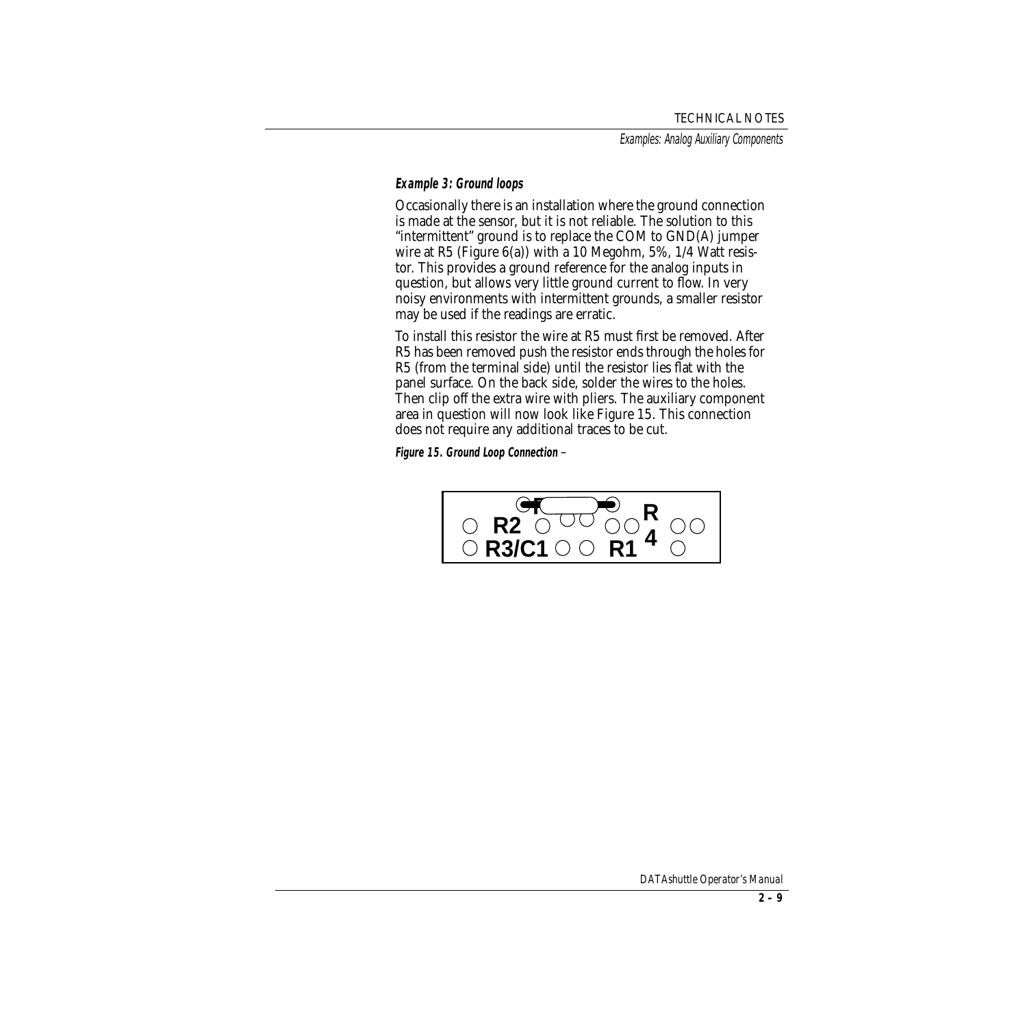#### Example 3: Ground loops

Occasionally there is an installation where the ground connection is made at the sensor, but it is not reliable. The solution to this "intermittent" ground is to replace the COM to GND(A) jumper wire at R5 (Figure 6(a)) with a 10 Megohm, 5%, 1/4 Watt resistor. This provides a ground reference for the analog inputs in question, but allows very little ground current to flow. In very noisy environments with intermittent grounds, a smaller resistor may be used if the readings are erratic.

To install this resistor the wire at R5 must first be removed. After R5 has been removed push the resistor ends through the holes for R5 (from the terminal side) until the resistor lies flat with the panel surface. On the back side, solder the wires to the holes. Then clip off the extra wire with pliers. The auxiliary component area in question will now look like Figure 15. This connection does not require any additional traces to be cut.

**Figure 15. Ground Loop Connection** –

R2 R3/C1 R1 R4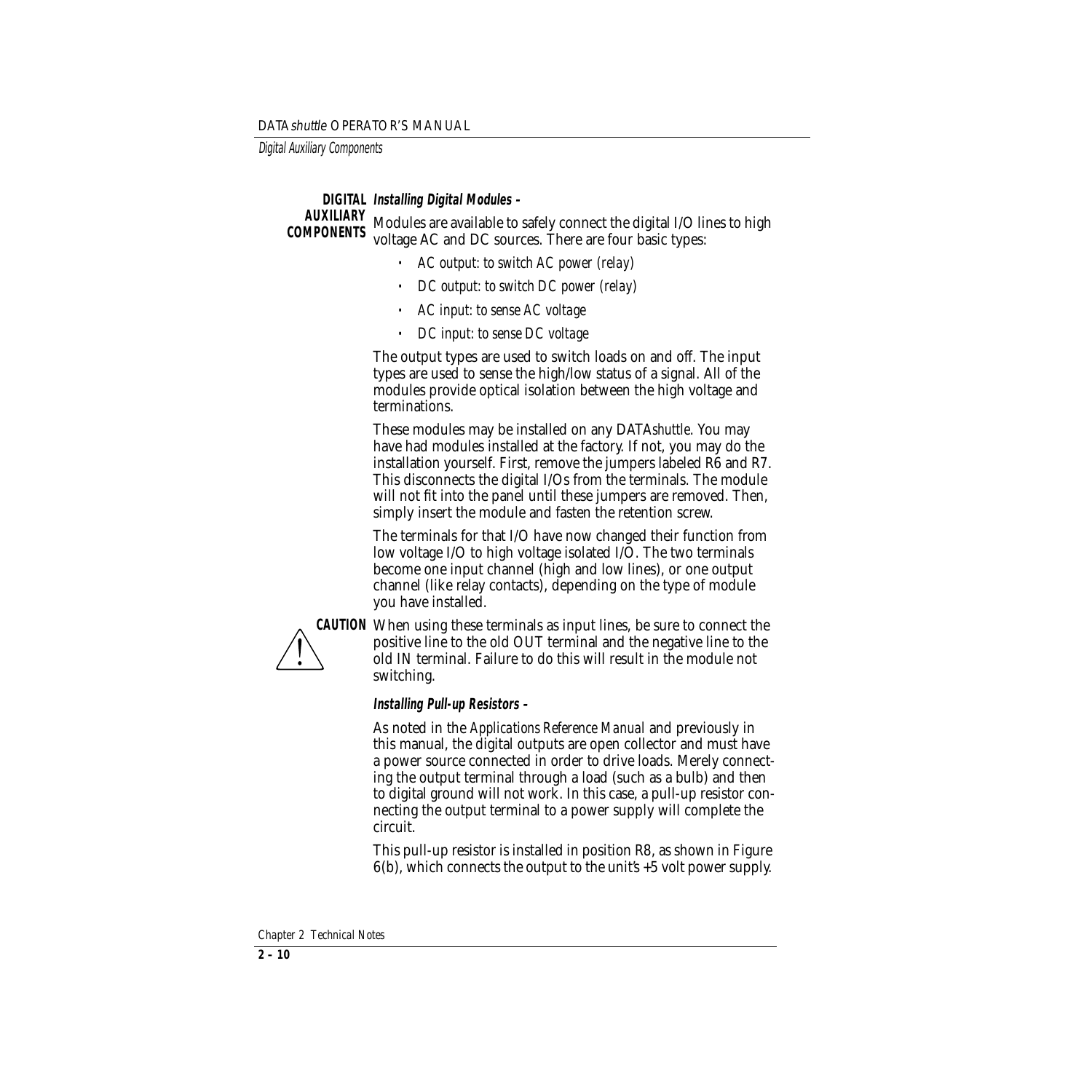## DIGITAL AUXILIARY COMPONENTS

**Installing Digital Modules –**

Modules are available to safely connect the digital I/O lines to high voltage AC and DC sources. There are four basic types:

- *AC output: to switch AC power (relay)*
- *DC output: to switch DC power (relay)*
- *AC input: to sense AC voltage*
- *DC input: to sense DC voltage*

The output types are used to switch loads on and off. The input types are used to sense the high/low status of a signal. All of the modules provide optical isolation between the high voltage and terminations.

These modules may be installed on any DATA*shuttle*. You may have had modules installed at the factory. If not, you may do the installation yourself. First, remove the jumpers labeled R6 and R7. This disconnects the digital I/Os from the terminals. The module will not fit into the panel until these jumpers are removed. Then, simply insert the module and fasten the retention screw.

The terminals for that I/O have now changed their function from low voltage I/O to high voltage isolated I/O. The two terminals become one input channel (high and low lines), or one output channel (like relay contacts), depending on the type of module you have installed.

**CAUTION** When using these terminals as input lines, be sure to connect the positive line to the old OUT terminal and the negative line to the old IN terminal. Failure to do this will result in the module not switching.

**Installing Pull-up Resistors –**

As noted in the *Applications Reference Manual* and previously in this manual, the digital outputs are open collector and must have a power source connected in order to drive loads. Merely connecting the output terminal through a load (such as a bulb) and then to digital ground will not work. In this case, a pull-up resistor connecting the output terminal to a power supply will complete the circuit.

This pull-up resistor is installed in position R8, as shown in Figure 6(b), which connects the output to the unit's +5 volt power supply.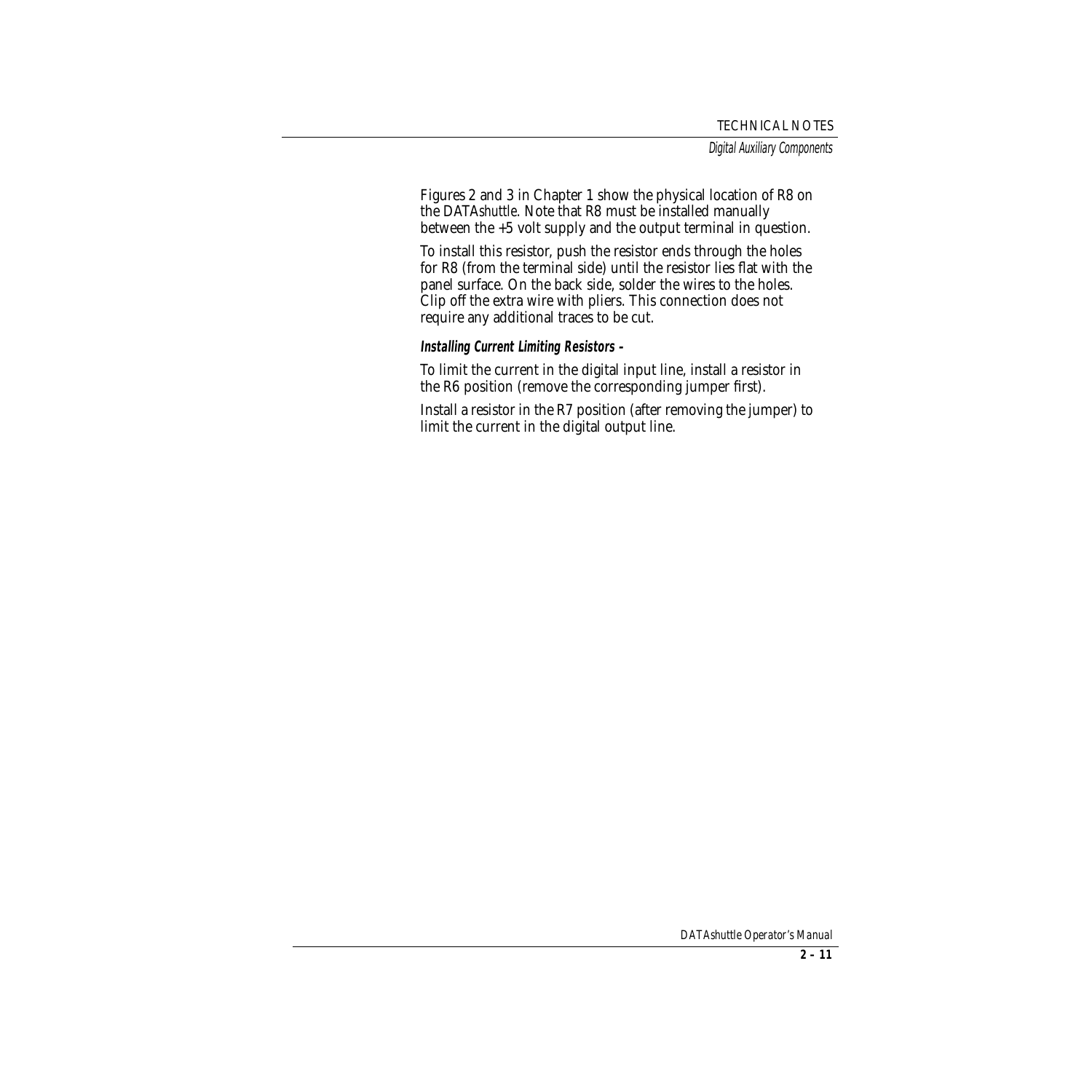Figures 2 and 3 in Chapter 1 show the physical location of R8 on the DATA*shuttle*. Note that R8 must be installed manually between the +5 volt supply and the output terminal in question.

To install this resistor, push the resistor ends through the holes for R8 (from the terminal side) until the resistor lies flat with the panel surface. On the back side, solder the wires to the holes. Clip off the extra wire with pliers. This connection does not require any additional traces to be cut.

***Installing Current Limiting Resistors –***

To limit the current in the digital input line, install a resistor in the R6 position (remove the corresponding jumper first).

Install a resistor in the R7 position (after removing the jumper) to limit the current in the digital output line.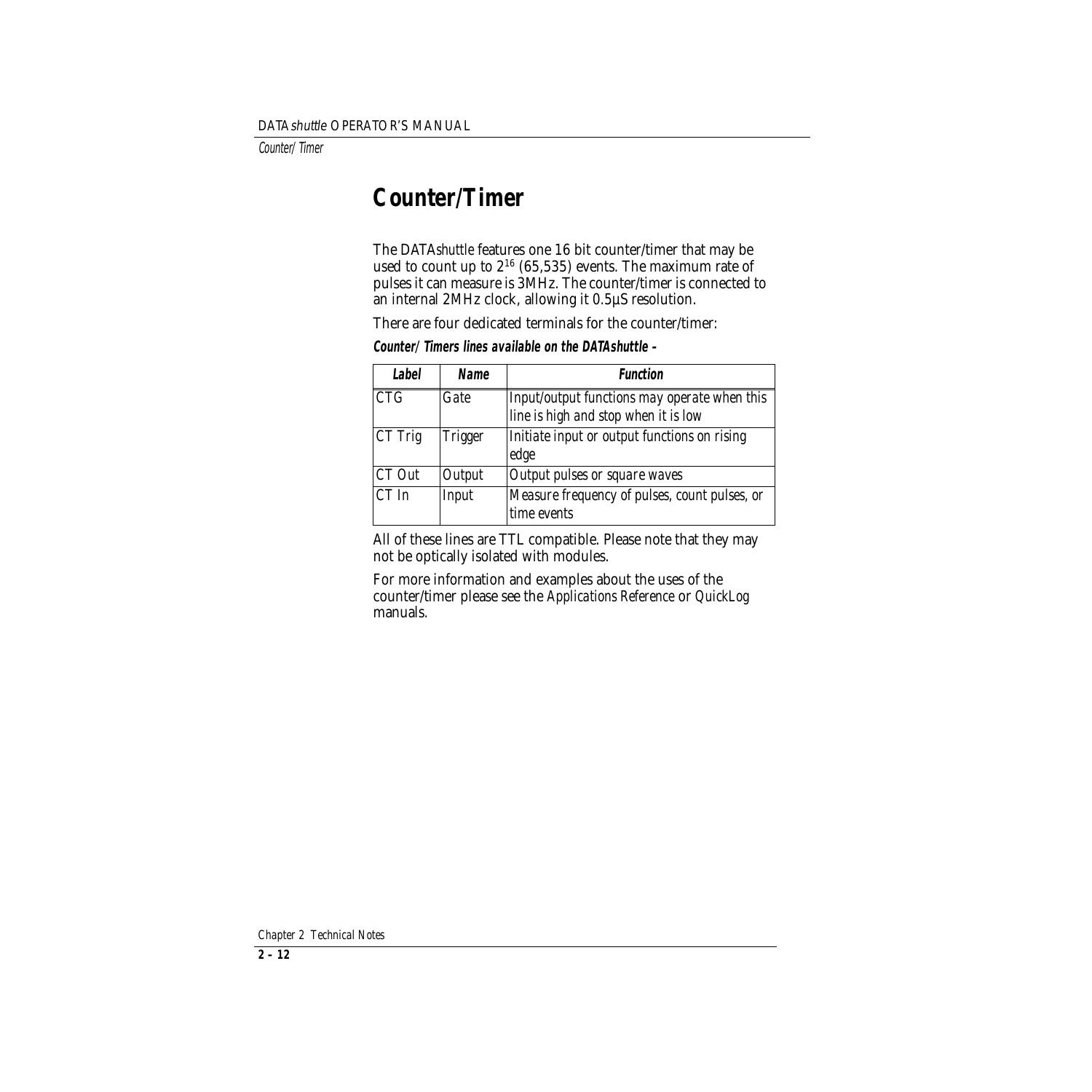# Counter/Timer

The DATA*shuttle* features one 16 bit counter/timer that may be used to count up to $2^{16}$ (65,535) events. The maximum rate of pulses it can measure is 3MHz. The counter/timer is connected to an internal 2MHz clock, allowing it 0.5µS resolution.

There are four dedicated terminals for the counter/timer:

**Counter/Timers lines available on the DATAshuttle –**

| Label | Name | Function |
| --- | --- | --- |
| CTG | Gate | Input/output functions may operate when this line is high and stop when it is low |
| CT Trig | Trigger | Initiate input or output functions on rising edge |
| CT Out | Output | Output pulses or square waves |
| CT In | Input | Measure frequency of pulses, count pulses, or time events |

All of these lines are TTL compatible. Please note that they may not be optically isolated with modules.

For more information and examples about the uses of the counter/timer please see the *Applications Reference* or *QuickLog* manuals.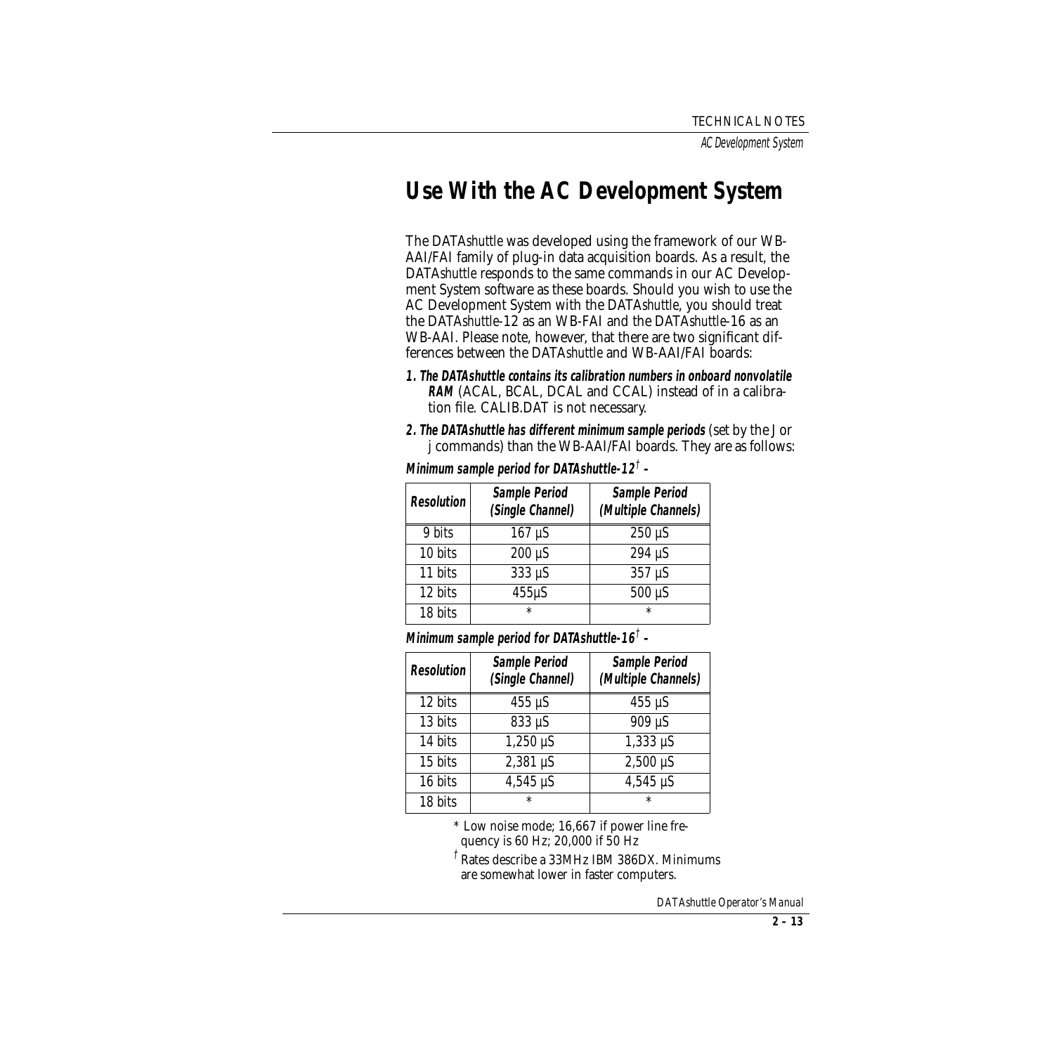# Use With the AC Development System

The DATA*shuttle* was developed using the framework of our WB-AAI/FAI family of plug-in data acquisition boards. As a result, the DATA*shuttle* responds to the same commands in our AC Development System software as these boards. Should you wish to use the AC Development System with the DATA*shuttle*, you should treat the DATA*shuttle*-12 as an WB-FAI and the DATA*shuttle*-16 as an WB-AAI. Please note, however, that there are two significant differences between the DATA*shuttle* and WB-AAI/FAI boards:

1. **The DATAshuttle contains its calibration numbers in onboard nonvolatile RAM** (ACAL, BCAL, DCAL and CCAL) instead of in a calibration file. CALIB.DAT is not necessary.
2. **The DATAshuttle has different minimum sample periods** (set by the J or j commands) than the WB-AAI/FAI boards. They are as follows:

**Minimum sample period for DATAshuttle-12† –**

| Resolution | Sample Period (Single Channel) | Sample Period (Multiple Channels) |
|---|---|---|
| 9 bits | 167 µS | 250 µS |
| 10 bits | 200 µS | 294 µS |
| 11 bits | 333 µS | 357 µS |
| 12 bits | 455µS | 500 µS |
| 18 bits | * | * |

**Minimum sample period for DATAshuttle-16† –**

| Resolution | Sample Period (Single Channel) | Sample Period (Multiple Channels) |
|---|---|---|
| 12 bits | 455 µS | 455 µS |
| 13 bits | 833 µS | 909 µS |
| 14 bits | 1,250 µS | 1,333 µS |
| 15 bits | 2,381 µS | 2,500 µS |
| 16 bits | 4,545 µS | 4,545 µS |
| 18 bits | * | * |

\* Low noise mode; 16,667 if power line frequency is 60 Hz; 20,000 if 50 Hz

† Rates describe a 33MHz IBM 386DX. Minimums are somewhat lower in faster computers.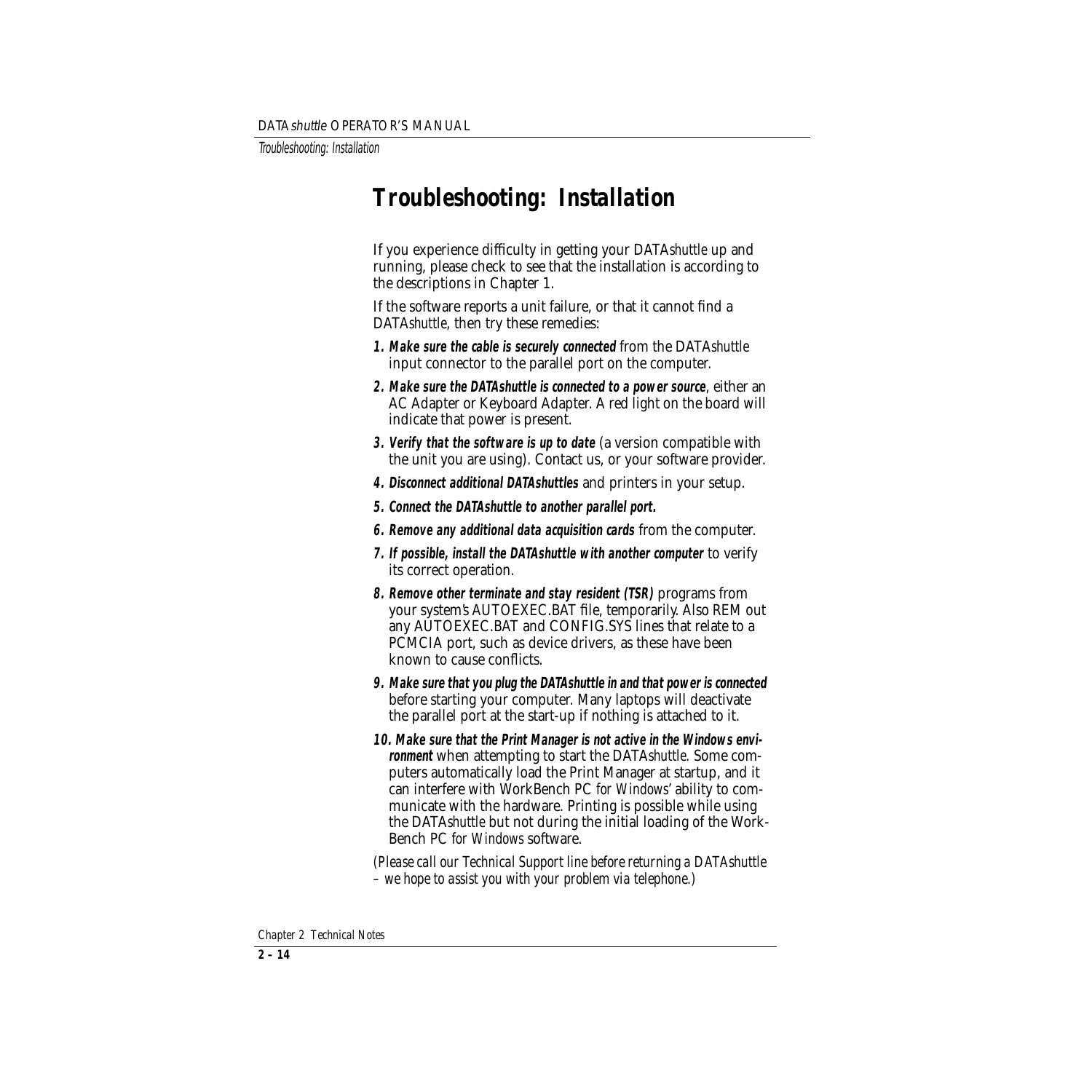# Troubleshooting: Installation

If you experience difficulty in getting your DATA*shuttle* up and running, please check to see that the installation is according to the descriptions in Chapter 1.

If the software reports a unit failure, or that it cannot find a DATA*shuttle*, then try these remedies:

1. ***Make sure the cable is securely connected*** from the DATA*shuttle* input connector to the parallel port on the computer.
2. ***Make sure the DATAshuttle is connected to a power source***, either an AC Adapter or Keyboard Adapter. A red light on the board will indicate that power is present.
3. ***Verify that the software is up to date*** (a version compatible with the unit you are using). Contact us, or your software provider.
4. ***Disconnect additional DATAshuttles*** and printers in your setup.
5. ***Connect the DATAshuttle to another parallel port.***
6. ***Remove any additional data acquisition cards*** from the computer.
7. ***If possible, install the DATAshuttle with another computer*** to verify its correct operation.
8. ***Remove other terminate and stay resident (TSR)*** programs from your system's AUTOEXEC.BAT file, temporarily. Also REM out any AUTOEXEC.BAT and CONFIG.SYS lines that relate to a PCMCIA port, such as device drivers, as these have been known to cause conflicts.
9. ***Make sure that you plug the DATAshuttle in and that power is connected*** before starting your computer. Many laptops will deactivate the parallel port at the start-up if nothing is attached to it.
10. ***Make sure that the Print Manager is not active in the Windows environment*** when attempting to start the DATA*shuttle*. Some computers automatically load the Print Manager at startup, and it can interfere with WorkBench PC *for Windows*' ability to communicate with the hardware. Printing is possible while using the DATA*shuttle* but not during the initial loading of the WorkBench PC *for Windows* software.

*(Please call our Technical Support line before returning a DATAshuttle – we hope to assist you with your problem via telephone.)*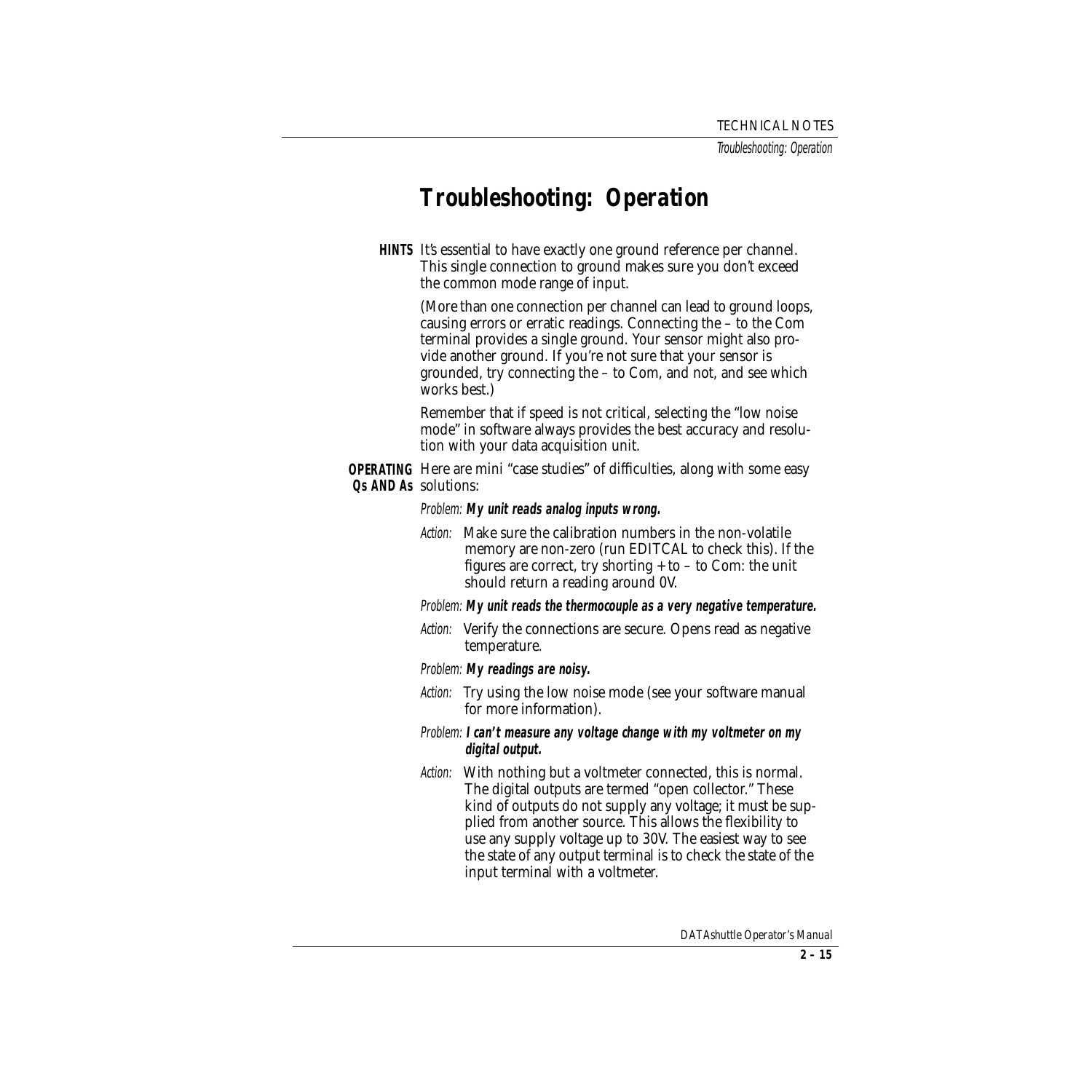# Troubleshooting: Operation

**HINTS** It's essential to have exactly one ground reference per channel. This single connection to ground makes sure you don't exceed the common mode range of input.

(More than one connection per channel can lead to ground loops, causing errors or erratic readings. Connecting the – to the Com terminal provides a single ground. Your sensor might also provide another ground. If you're not sure that your sensor is grounded, try connecting the – to Com, and not, and see which works best.)

Remember that if speed is not critical, selecting the "low noise mode" in software always provides the best accuracy and resolution with your data acquisition unit.

**OPERATING Qs AND As** Here are mini "case studies" of difficulties, along with some easy solutions:

*Problem:* **My unit reads analog inputs wrong.**

*Action:* Make sure the calibration numbers in the non-volatile memory are non-zero (run EDITCAL to check this). If the figures are correct, try shorting + to – to Com: the unit should return a reading around 0V.

*Problem:* **My unit reads the thermocouple as a very negative temperature.**

*Action:* Verify the connections are secure. Opens read as negative temperature.

*Problem:* **My readings are noisy.**

*Action:* Try using the low noise mode (see your software manual for more information).

*Problem:* **I can't measure any voltage change with my voltmeter on my digital output.**

*Action:* With nothing but a voltmeter connected, this is normal. The digital outputs are termed "open collector." These kind of outputs do not supply any voltage; it must be supplied from another source. This allows the flexibility to use any supply voltage up to 30V. The easiest way to see the state of any output terminal is to check the state of the input terminal with a voltmeter.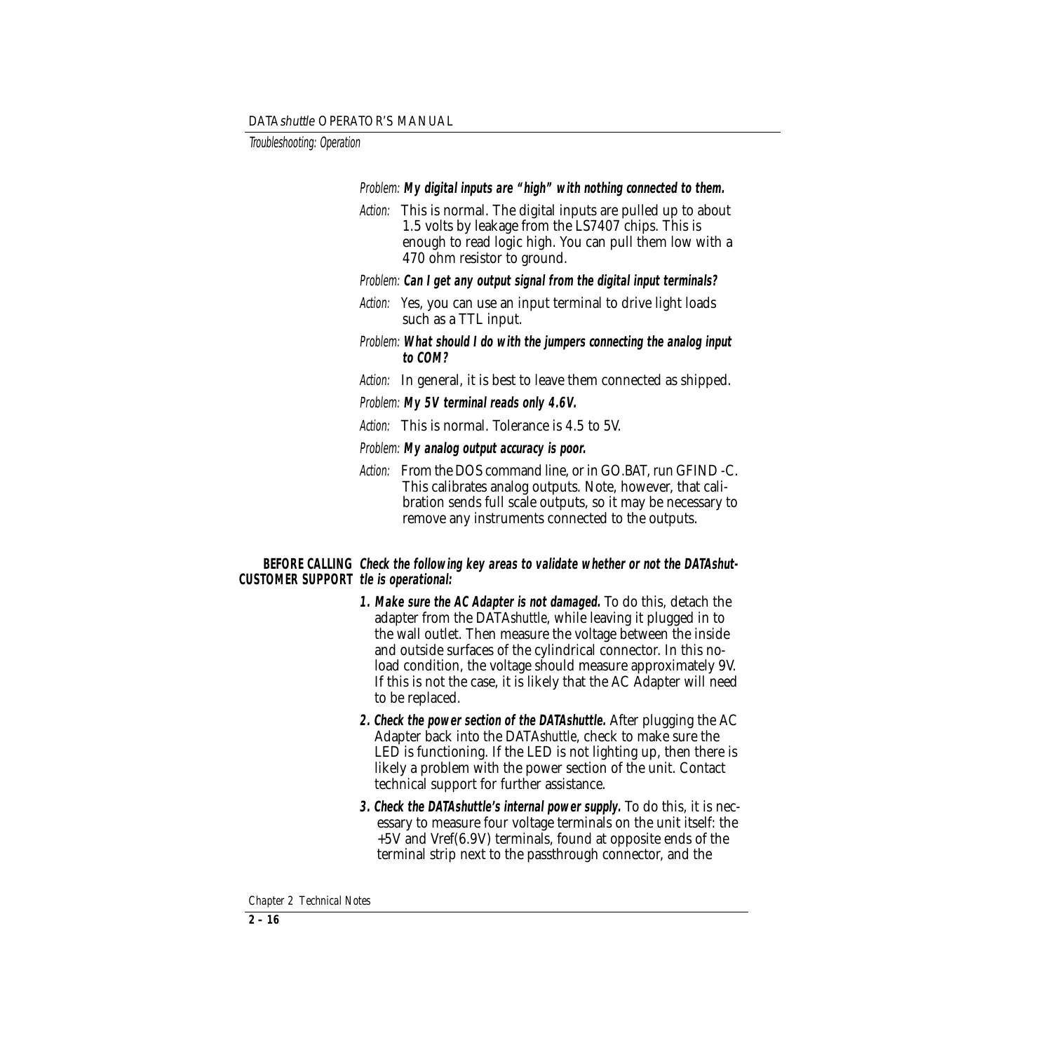*Problem:* **My digital inputs are "high" with nothing connected to them.**

*Action:* This is normal. The digital inputs are pulled up to about 1.5 volts by leakage from the LS7407 chips. This is enough to read logic high. You can pull them low with a 470 ohm resistor to ground.

*Problem:* **Can I get any output signal from the digital input terminals?**

*Action:* Yes, you can use an input terminal to drive light loads such as a TTL input.

*Problem:* **What should I do with the jumpers connecting the analog input to COM?**

*Action:* In general, it is best to leave them connected as shipped.

*Problem:* **My 5V terminal reads only 4.6V.**

*Action:* This is normal. Tolerance is 4.5 to 5V.

*Problem:* **My analog output accuracy is poor.**

*Action:* From the DOS command line, or in GO.BAT, run GFIND -C. This calibrates analog outputs. Note, however, that calibration sends full scale outputs, so it may be necessary to remove any instruments connected to the outputs.

## BEFORE CALLING CUSTOMER SUPPORT

**Check the following key areas to validate whether or not the DATAshuttle is operational:**

1. **Make sure the AC Adapter is not damaged.** To do this, detach the adapter from the DATA*shuttle*, while leaving it plugged in to the wall outlet. Then measure the voltage between the inside and outside surfaces of the cylindrical connector. In this no-load condition, the voltage should measure approximately 9V. If this is not the case, it is likely that the AC Adapter will need to be replaced.

2. **Check the power section of the DATAshuttle.** After plugging the AC Adapter back into the DATA*shuttle*, check to make sure the LED is functioning. If the LED is not lighting up, then there is likely a problem with the power section of the unit. Contact technical support for further assistance.

3. **Check the DATAshuttle's internal power supply.** To do this, it is necessary to measure four voltage terminals on the unit itself: the +5V and Vref(6.9V) terminals, found at opposite ends of the terminal strip next to the passthrough connector, and the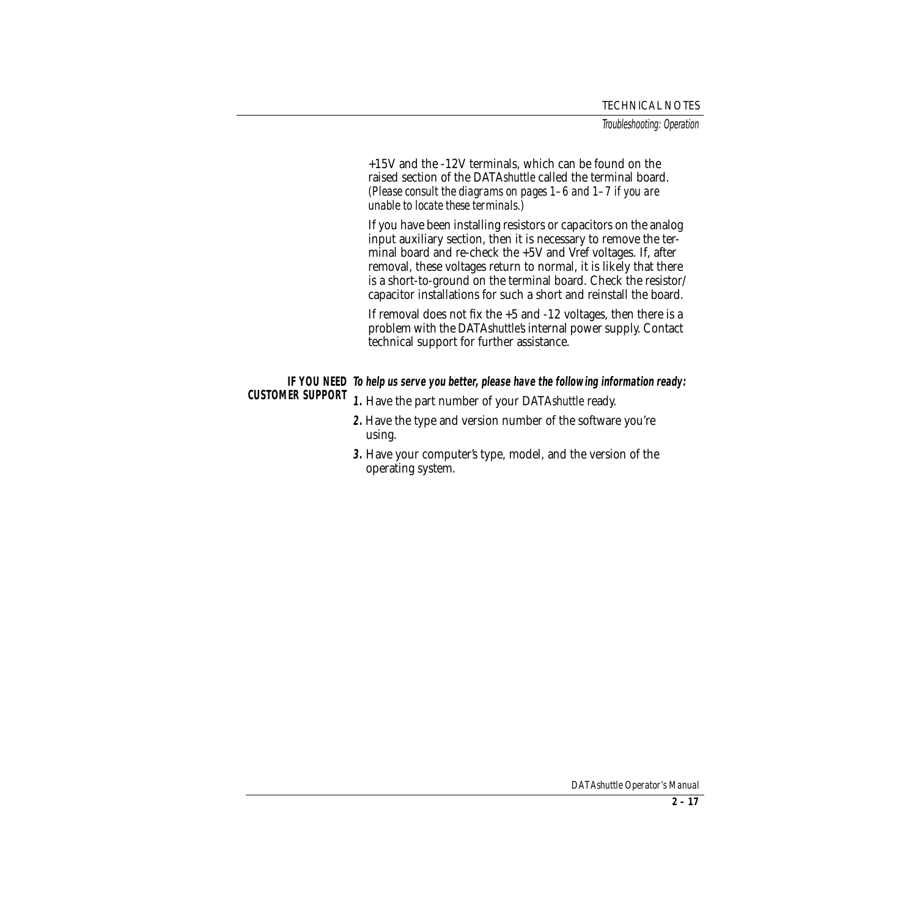+15V and the -12V terminals, which can be found on the raised section of the DATA*shuttle* called the terminal board. *(Please consult the diagrams on pages 1–6 and 1–7 if you are unable to locate these terminals.)*

If you have been installing resistors or capacitors on the analog input auxiliary section, then it is necessary to remove the terminal board and re-check the +5V and Vref voltages. If, after removal, these voltages return to normal, it is likely that there is a short-to-ground on the terminal board. Check the resistor/capacitor installations for such a short and reinstall the board.

If removal does not fix the +5 and -12 voltages, then there is a problem with the DATA*shuttle's* internal power supply. Contact technical support for further assistance.

## IF YOU NEED CUSTOMER SUPPORT

***To help us serve you better, please have the following information ready:***

**1.** Have the part number of your DATA*shuttle* ready.

**2.** Have the type and version number of the software you're using.

**3.** Have your computer's type, model, and the version of the operating system.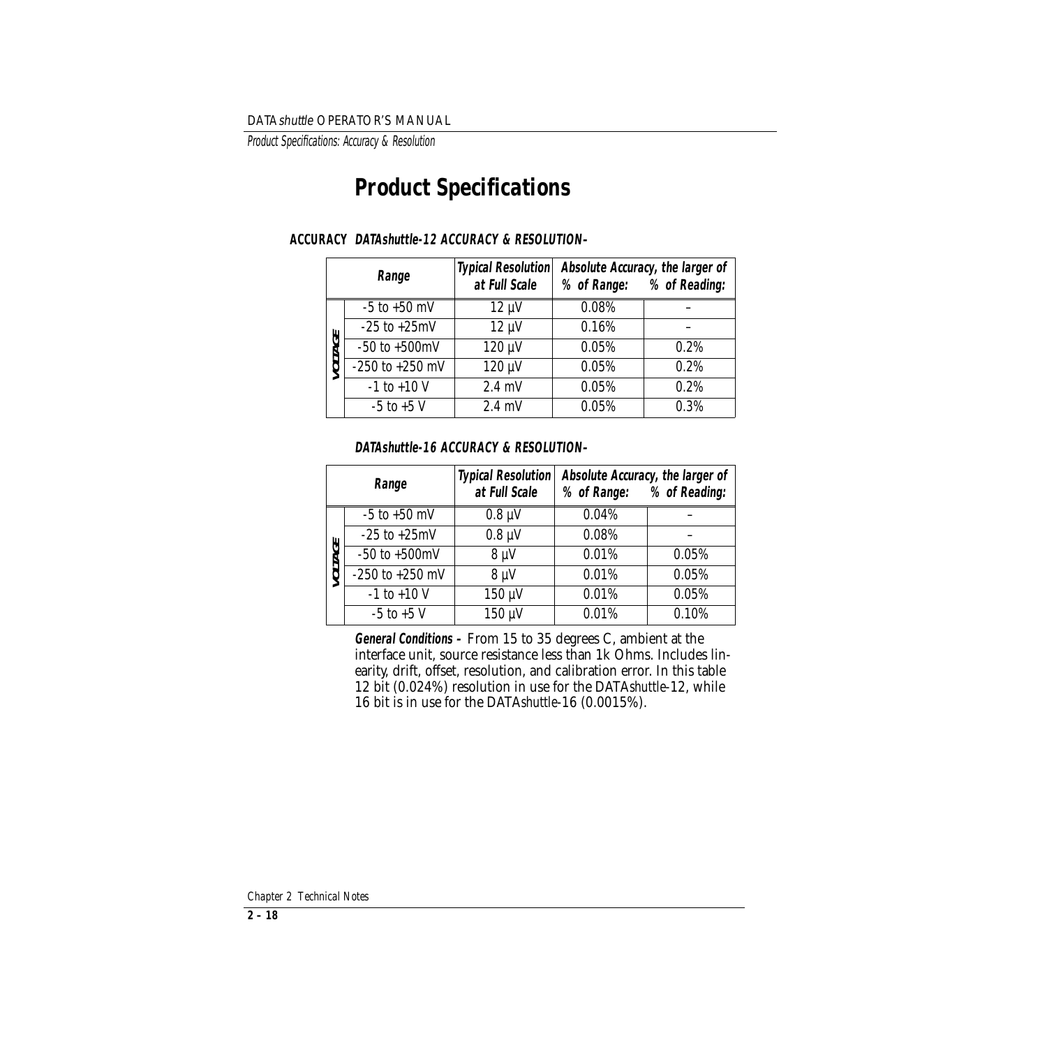# Product Specifications

**ACCURACY** ***DATAshuttle-12 ACCURACY & RESOLUTION–***

| | Range | Typical Resolution at Full Scale | Absolute Accuracy, the larger of % of Range: | % of Reading: |
|---|---|---|---|---|
| VOLTAGE | -5 to +50 mV | 12 µV | 0.08% | – |
| | -25 to +25mV | 12 µV | 0.16% | – |
| | -50 to +500mV | 120 µV | 0.05% | 0.2% |
| | -250 to +250 mV | 120 µV | 0.05% | 0.2% |
| | -1 to +10 V | 2.4 mV | 0.05% | 0.2% |
| | -5 to +5 V | 2.4 mV | 0.05% | 0.3% |

***DATAshuttle-16 ACCURACY & RESOLUTION–***

| | Range | Typical Resolution at Full Scale | Absolute Accuracy, the larger of % of Range: | % of Reading: |
|---|---|---|---|---|
| VOLTAGE | -5 to +50 mV | 0.8 µV | 0.04% | – |
| | -25 to +25mV | 0.8 µV | 0.08% | – |
| | -50 to +500mV | 8 µV | 0.01% | 0.05% |
| | -250 to +250 mV | 8 µV | 0.01% | 0.05% |
| | -1 to +10 V | 150 µV | 0.01% | 0.05% |
| | -5 to +5 V | 150 µV | 0.01% | 0.10% |

***General Conditions –*** From 15 to 35 degrees C, ambient at the interface unit, source resistance less than 1k Ohms. Includes linearity, drift, offset, resolution, and calibration error. In this table 12 bit (0.024%) resolution in use for the DATA*shuttle*-12, while 16 bit is in use for the DATA*shuttle*-16 (0.0015%).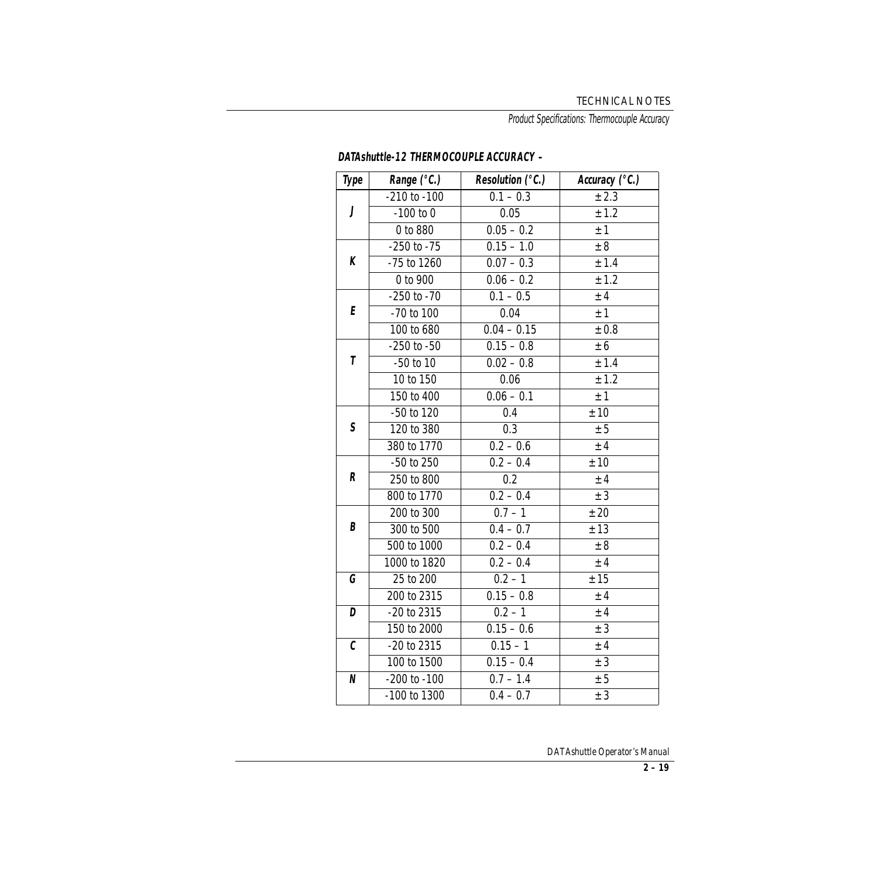**DATAshuttle-12 THERMOCOUPLE ACCURACY –**

| Type | Range (°C.) | Resolution (°C.) | Accuracy (°C.) |
|---|---|---|---|
| J | -210 to -100 | 0.1 – 0.3 | ± 2.3 |
| | -100 to 0 | 0.05 | ± 1.2 |
| | 0 to 880 | 0.05 – 0.2 | ± 1 |
| K | -250 to -75 | 0.15 – 1.0 | ± 8 |
| | -75 to 1260 | 0.07 – 0.3 | ± 1.4 |
| | 0 to 900 | 0.06 – 0.2 | ± 1.2 |
| E | -250 to -70 | 0.1 – 0.5 | ± 4 |
| | -70 to 100 | 0.04 | ± 1 |
| | 100 to 680 | 0.04 – 0.15 | ± 0.8 |
| T | -250 to -50 | 0.15 – 0.8 | ± 6 |
| | -50 to 10 | 0.02 – 0.8 | ± 1.4 |
| | 10 to 150 | 0.06 | ± 1.2 |
| | 150 to 400 | 0.06 – 0.1 | ± 1 |
| S | -50 to 120 | 0.4 | ± 10 |
| | 120 to 380 | 0.3 | ± 5 |
| | 380 to 1770 | 0.2 – 0.6 | ± 4 |
| R | -50 to 250 | 0.2 – 0.4 | ± 10 |
| | 250 to 800 | 0.2 | ± 4 |
| | 800 to 1770 | 0.2 – 0.4 | ± 3 |
| B | 200 to 300 | 0.7 – 1 | ± 20 |
| | 300 to 500 | 0.4 – 0.7 | ± 13 |
| | 500 to 1000 | 0.2 – 0.4 | ± 8 |
| | 1000 to 1820 | 0.2 – 0.4 | ± 4 |
| G | 25 to 200 | 0.2 – 1 | ± 15 |
| | 200 to 2315 | 0.15 – 0.8 | ± 4 |
| D | -20 to 2315 | 0.2 – 1 | ± 4 |
| | 150 to 2000 | 0.15 – 0.6 | ± 3 |
| C | -20 to 2315 | 0.15 – 1 | ± 4 |
| | 100 to 1500 | 0.15 – 0.4 | ± 3 |
| N | -200 to -100 | 0.7 – 1.4 | ± 5 |
| | -100 to 1300 | 0.4 – 0.7 | ± 3 |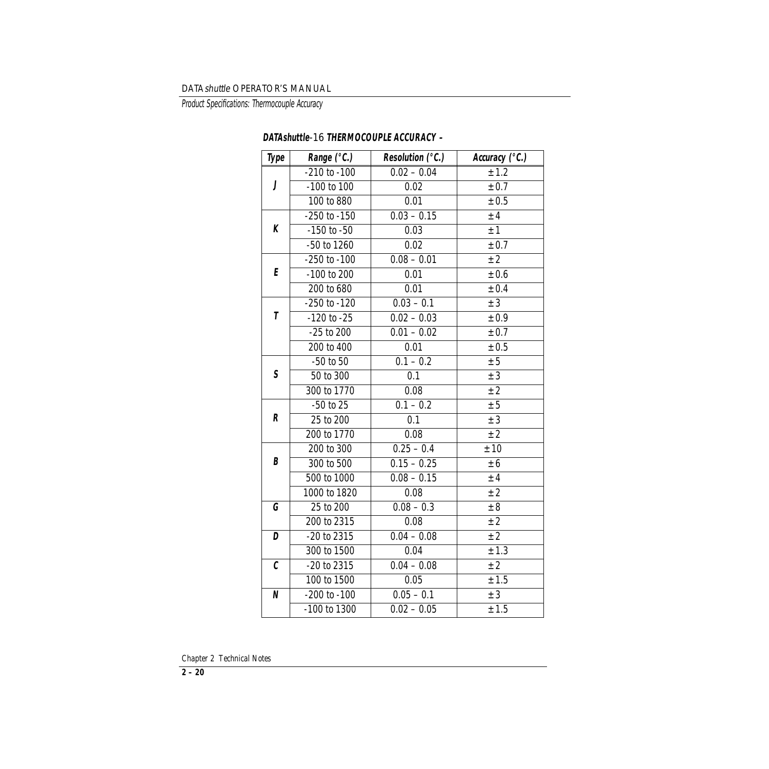**DATAshuttle-16 THERMOCOUPLE ACCURACY –**

| Type | Range (°C.) | Resolution (°C.) | Accuracy (°C.) |
|---|---|---|---|
| J | -210 to -100 | 0.02 – 0.04 | ± 1.2 |
| | -100 to 100 | 0.02 | ± 0.7 |
| | 100 to 880 | 0.01 | ± 0.5 |
| K | -250 to -150 | 0.03 – 0.15 | ± 4 |
| | -150 to -50 | 0.03 | ± 1 |
| | -50 to 1260 | 0.02 | ± 0.7 |
| E | -250 to -100 | 0.08 – 0.01 | ± 2 |
| | -100 to 200 | 0.01 | ± 0.6 |
| | 200 to 680 | 0.01 | ± 0.4 |
| T | -250 to -120 | 0.03 – 0.1 | ± 3 |
| | -120 to -25 | 0.02 – 0.03 | ± 0.9 |
| | -25 to 200 | 0.01 – 0.02 | ± 0.7 |
| | 200 to 400 | 0.01 | ± 0.5 |
| S | -50 to 50 | 0.1 – 0.2 | ± 5 |
| | 50 to 300 | 0.1 | ± 3 |
| | 300 to 1770 | 0.08 | ± 2 |
| R | -50 to 25 | 0.1 – 0.2 | ± 5 |
| | 25 to 200 | 0.1 | ± 3 |
| | 200 to 1770 | 0.08 | ± 2 |
| B | 200 to 300 | 0.25 – 0.4 | ± 10 |
| | 300 to 500 | 0.15 – 0.25 | ± 6 |
| | 500 to 1000 | 0.08 – 0.15 | ± 4 |
| | 1000 to 1820 | 0.08 | ± 2 |
| G | 25 to 200 | 0.08 – 0.3 | ± 8 |
| | 200 to 2315 | 0.08 | ± 2 |
| D | -20 to 2315 | 0.04 – 0.08 | ± 2 |
| | 300 to 1500 | 0.04 | ± 1.3 |
| C | -20 to 2315 | 0.04 – 0.08 | ± 2 |
| | 100 to 1500 | 0.05 | ± 1.5 |
| N | -200 to -100 | 0.05 – 0.1 | ± 3 |
| | -100 to 1300 | 0.02 – 0.05 | ± 1.5 |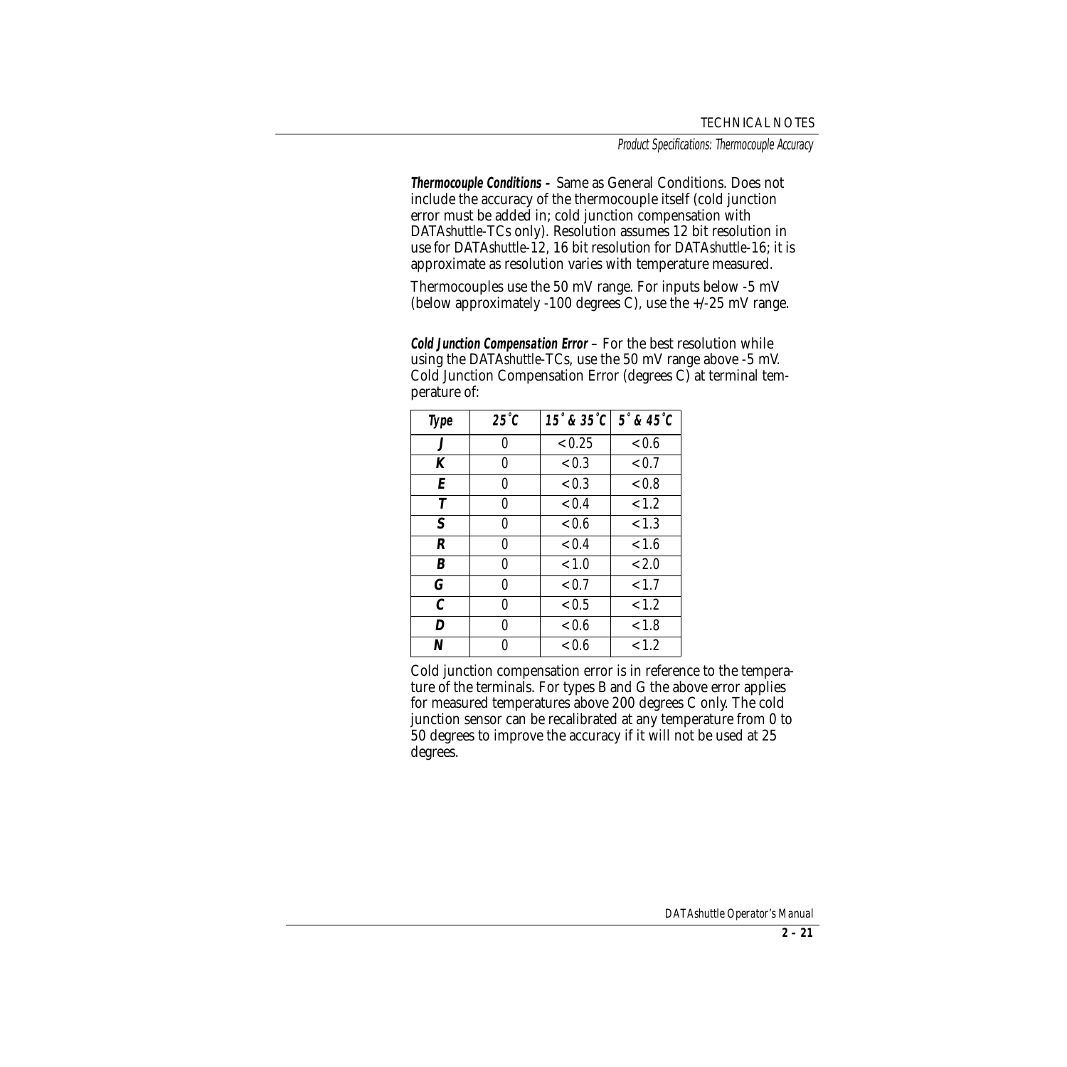**Thermocouple Conditions –** Same as General Conditions. Does not include the accuracy of the thermocouple itself (cold junction error must be added in; cold junction compensation with DATA*shuttle*-TCs only). Resolution assumes 12 bit resolution in use for DATA*shuttle*-12, 16 bit resolution for DATA*shuttle*-16; it is approximate as resolution varies with temperature measured.

Thermocouples use the 50 mV range. For inputs below -5 mV (below approximately -100 degrees C), use the +/-25 mV range.

**Cold Junction Compensation Error** – For the best resolution while using the DATA*shuttle*-TCs, use the 50 mV range above -5 mV. Cold Junction Compensation Error (degrees C) at terminal temperature of:

| Type | 25˚C | 15˚ & 35˚C | 5˚ & 45˚C |
|---|---|---|---|
| **J** | 0 | < 0.25 | < 0.6 |
| **K** | 0 | < 0.3 | < 0.7 |
| **E** | 0 | < 0.3 | < 0.8 |
| **T** | 0 | < 0.4 | < 1.2 |
| **S** | 0 | < 0.6 | < 1.3 |
| **R** | 0 | < 0.4 | < 1.6 |
| **B** | 0 | < 1.0 | < 2.0 |
| **G** | 0 | < 0.7 | < 1.7 |
| **C** | 0 | < 0.5 | < 1.2 |
| **D** | 0 | < 0.6 | < 1.8 |
| **N** | 0 | < 0.6 | < 1.2 |

Cold junction compensation error is in reference to the temperature of the terminals. For types B and G the above error applies for measured temperatures above 200 degrees C only. The cold junction sensor can be recalibrated at any temperature from 0 to 50 degrees to improve the accuracy if it will not be used at 25 degrees.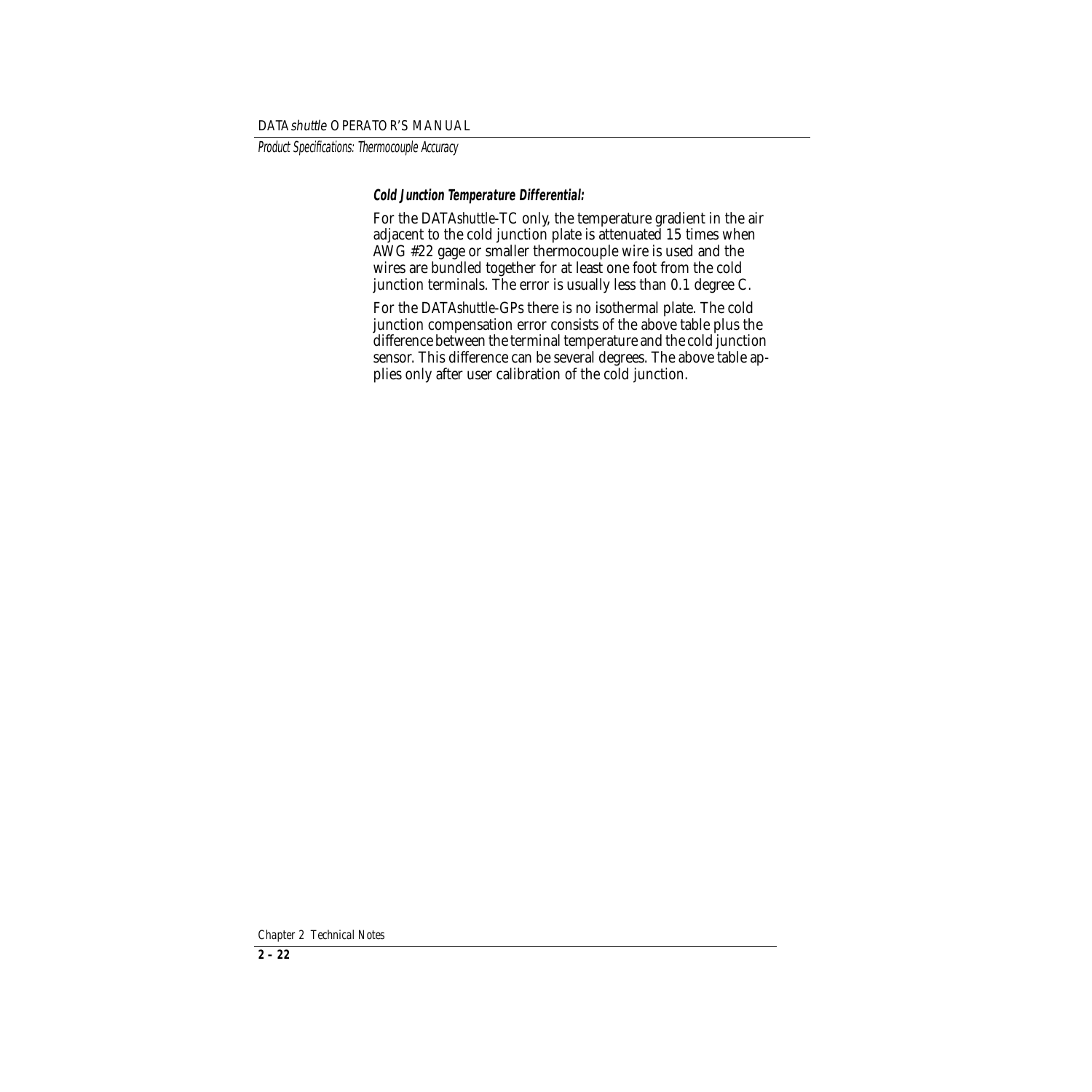**Cold Junction Temperature Differential:**

For the DATA*shuttle*-TC only, the temperature gradient in the air adjacent to the cold junction plate is attenuated 15 times when AWG #22 gage or smaller thermocouple wire is used and the wires are bundled together for at least one foot from the cold junction terminals. The error is usually less than 0.1 degree C.

For the DATA*shuttle*-GPs there is no isothermal plate. The cold junction compensation error consists of the above table plus the difference between the terminal temperature and the cold junction sensor. This difference can be several degrees. The above table applies only after user calibration of the cold junction.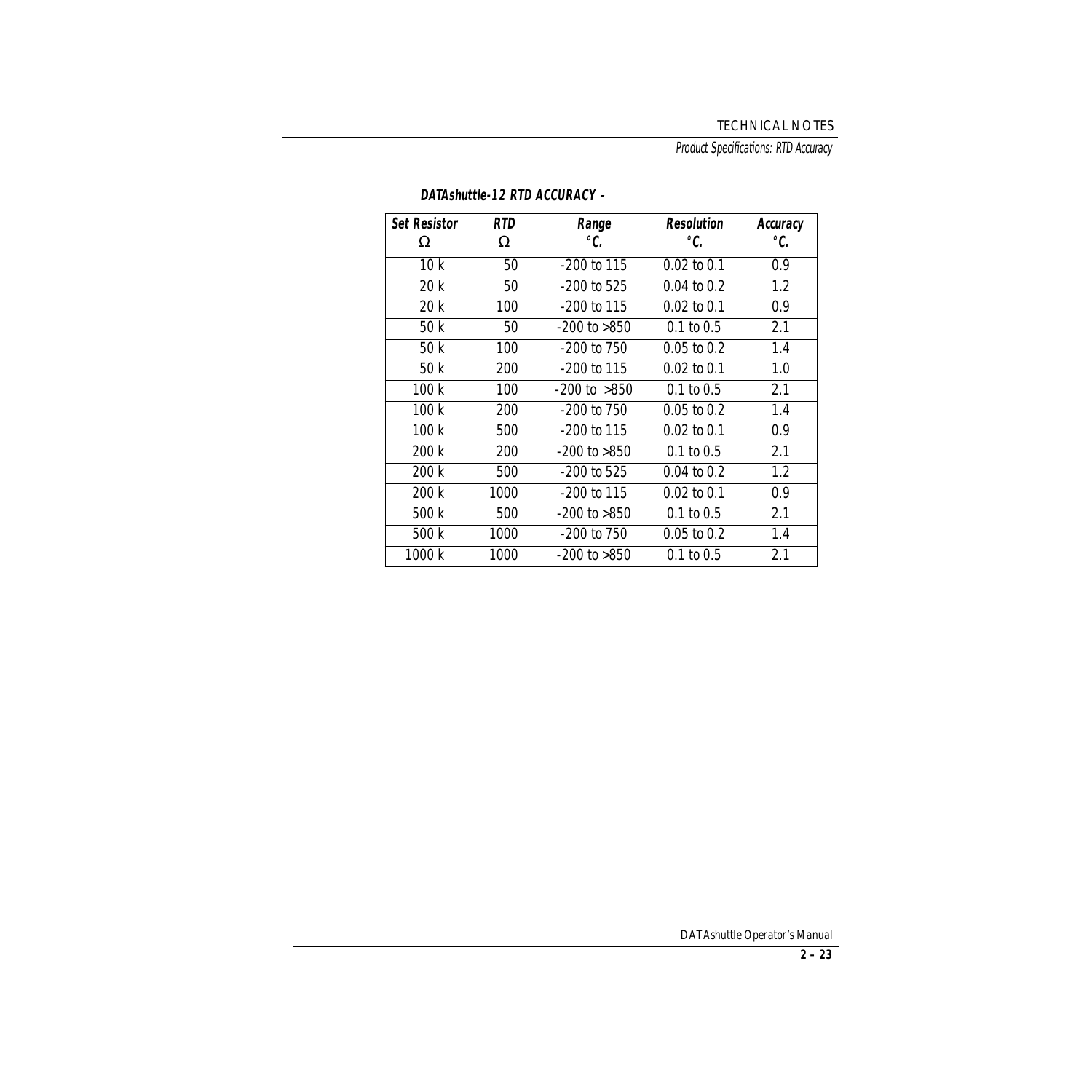**DATAshuttle-12 RTD ACCURACY –**

| Set Resistor Ω | RTD Ω | Range °C. | Resolution °C. | Accuracy °C. |
|---|---|---|---|---|
| 10 k | 50 | -200 to 115 | 0.02 to 0.1 | 0.9 |
| 20 k | 50 | -200 to 525 | 0.04 to 0.2 | 1.2 |
| 20 k | 100 | -200 to 115 | 0.02 to 0.1 | 0.9 |
| 50 k | 50 | -200 to >850 | 0.1 to 0.5 | 2.1 |
| 50 k | 100 | -200 to 750 | 0.05 to 0.2 | 1.4 |
| 50 k | 200 | -200 to 115 | 0.02 to 0.1 | 1.0 |
| 100 k | 100 | -200 to >850 | 0.1 to 0.5 | 2.1 |
| 100 k | 200 | -200 to 750 | 0.05 to 0.2 | 1.4 |
| 100 k | 500 | -200 to 115 | 0.02 to 0.1 | 0.9 |
| 200 k | 200 | -200 to >850 | 0.1 to 0.5 | 2.1 |
| 200 k | 500 | -200 to 525 | 0.04 to 0.2 | 1.2 |
| 200 k | 1000 | -200 to 115 | 0.02 to 0.1 | 0.9 |
| 500 k | 500 | -200 to >850 | 0.1 to 0.5 | 2.1 |
| 500 k | 1000 | -200 to 750 | 0.05 to 0.2 | 1.4 |
| 1000 k | 1000 | -200 to >850 | 0.1 to 0.5 | 2.1 |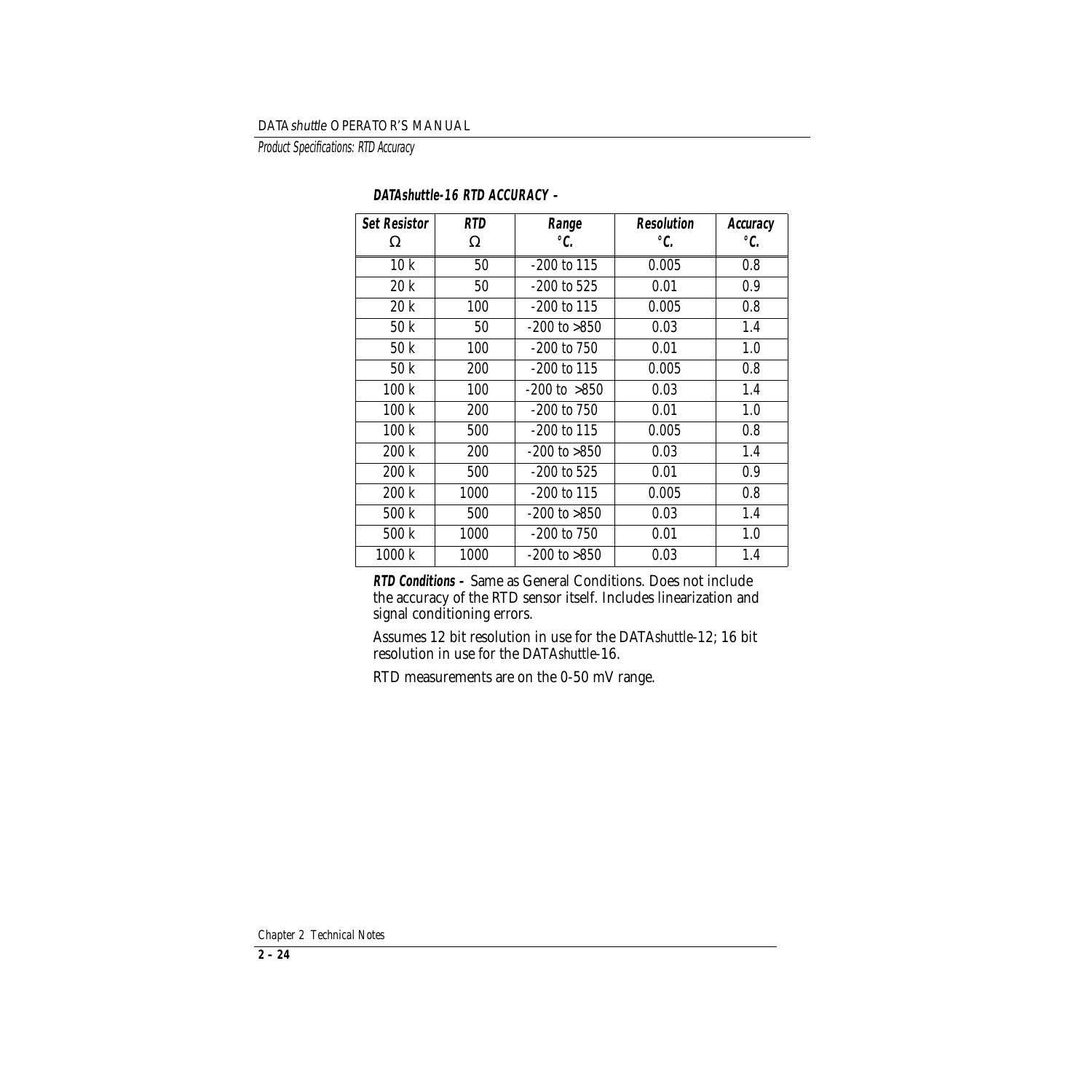**DATAshuttle-16 RTD ACCURACY –**

| Set Resistor Ω | RTD Ω | Range °C. | Resolution °C. | Accuracy °C. |
|---|---|---|---|---|
| 10 k | 50 | -200 to 115 | 0.005 | 0.8 |
| 20 k | 50 | -200 to 525 | 0.01 | 0.9 |
| 20 k | 100 | -200 to 115 | 0.005 | 0.8 |
| 50 k | 50 | -200 to >850 | 0.03 | 1.4 |
| 50 k | 100 | -200 to 750 | 0.01 | 1.0 |
| 50 k | 200 | -200 to 115 | 0.005 | 0.8 |
| 100 k | 100 | -200 to >850 | 0.03 | 1.4 |
| 100 k | 200 | -200 to 750 | 0.01 | 1.0 |
| 100 k | 500 | -200 to 115 | 0.005 | 0.8 |
| 200 k | 200 | -200 to >850 | 0.03 | 1.4 |
| 200 k | 500 | -200 to 525 | 0.01 | 0.9 |
| 200 k | 1000 | -200 to 115 | 0.005 | 0.8 |
| 500 k | 500 | -200 to >850 | 0.03 | 1.4 |
| 500 k | 1000 | -200 to 750 | 0.01 | 1.0 |
| 1000 k | 1000 | -200 to >850 | 0.03 | 1.4 |

**RTD Conditions –** Same as General Conditions. Does not include the accuracy of the RTD sensor itself. Includes linearization and signal conditioning errors.

Assumes 12 bit resolution in use for the DATA*shuttle*-12; 16 bit resolution in use for the DATA*shuttle*-16.

RTD measurements are on the 0-50 mV range.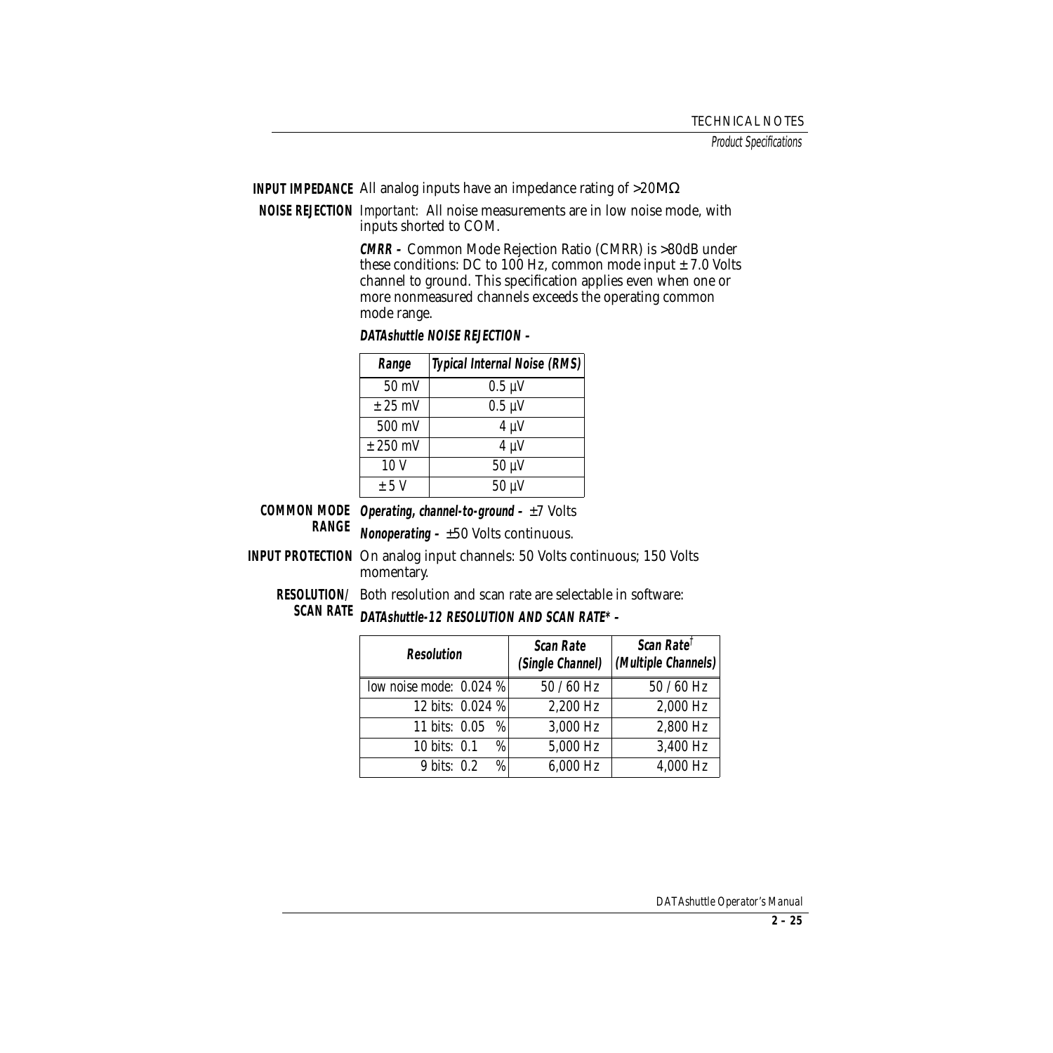**INPUT IMPEDANCE** All analog inputs have an impedance rating of >20MΩ

**NOISE REJECTION** *Important:* All noise measurements are in low noise mode, with inputs shorted to COM.

***CMRR –*** Common Mode Rejection Ratio (CMRR) is >80dB under these conditions: DC to 100 Hz, common mode input ± 7.0 Volts channel to ground. This specification applies even when one or more nonmeasured channels exceeds the operating common mode range.

***DATAshuttle NOISE REJECTION –***

| Range | Typical Internal Noise (RMS) |
|---|---|
| 50 mV | 0.5 µV |
| ± 25 mV | 0.5 µV |
| 500 mV | 4 µV |
| ± 250 mV | 4 µV |
| 10 V | 50 µV |
| ± 5 V | 50 µV |

**COMMON MODE RANGE** ***Operating, channel-to-ground –*** ±7 Volts

***Nonoperating –*** ±50 Volts continuous.

**INPUT PROTECTION** On analog input channels: 50 Volts continuous; 150 Volts momentary.

**RESOLUTION/ SCAN RATE** Both resolution and scan rate are selectable in software:

***DATAshuttle-12 RESOLUTION AND SCAN RATE* –***

| Resolution | Scan Rate (Single Channel) | Scan Rate† (Multiple Channels) |
|---|---|---|
| low noise mode: 0.024 % | 50 / 60 Hz | 50 / 60 Hz |
| 12 bits: 0.024 % | 2,200 Hz | 2,000 Hz |
| 11 bits: 0.05 % | 3,000 Hz | 2,800 Hz |
| 10 bits: 0.1 % | 5,000 Hz | 3,400 Hz |
| 9 bits: 0.2 % | 6,000 Hz | 4,000 Hz |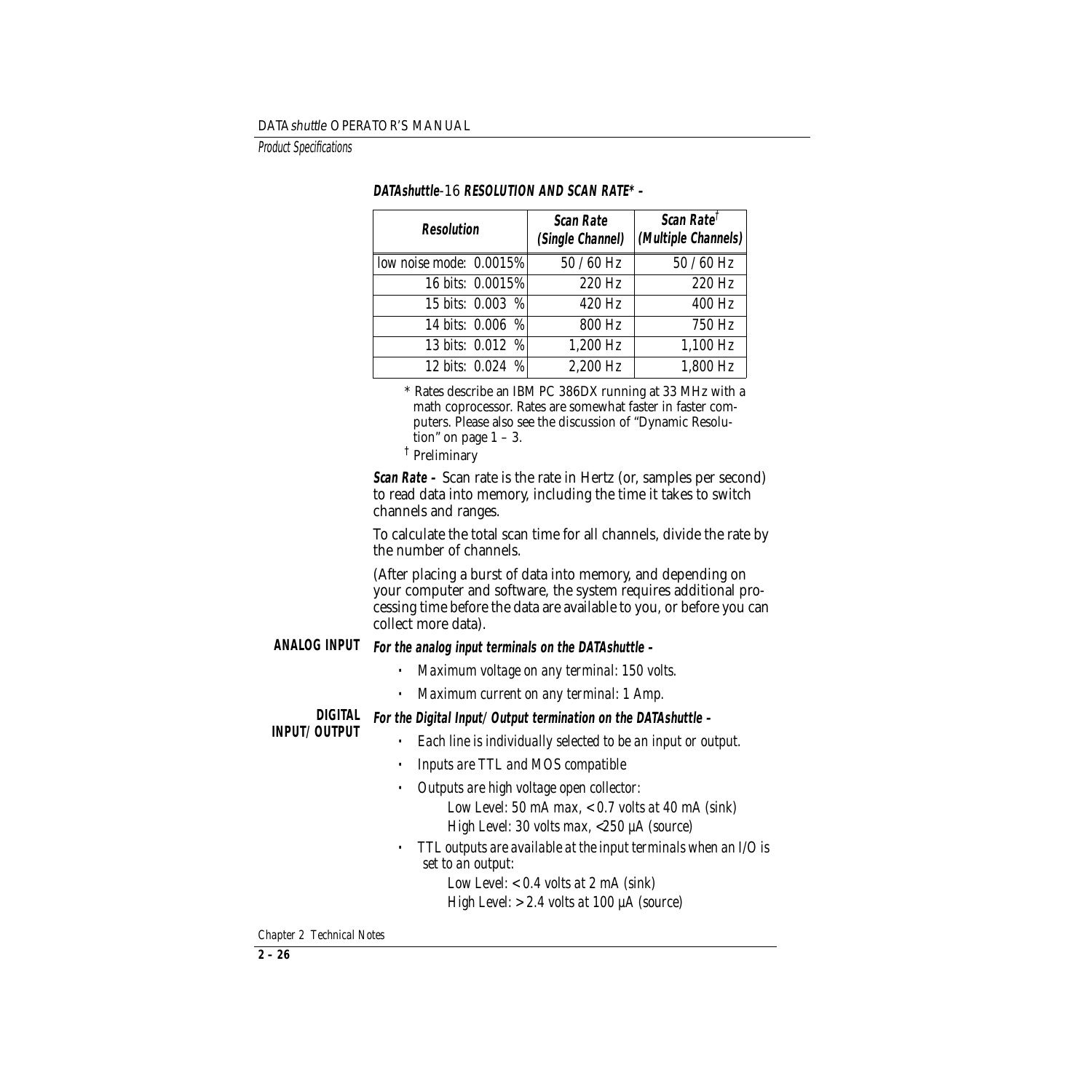**DATAshuttle-16 RESOLUTION AND SCAN RATE* –**

| Resolution | Scan Rate (Single Channel) | Scan Rate† (Multiple Channels) |
|---|---|---|
| low noise mode: 0.0015% | 50 / 60 Hz | 50 / 60 Hz |
| 16 bits: 0.0015% | 220 Hz | 220 Hz |
| 15 bits: 0.003 % | 420 Hz | 400 Hz |
| 14 bits: 0.006 % | 800 Hz | 750 Hz |
| 13 bits: 0.012 % | 1,200 Hz | 1,100 Hz |
| 12 bits: 0.024 % | 2,200 Hz | 1,800 Hz |

\* Rates describe an IBM PC 386DX running at 33 MHz with a math coprocessor. Rates are somewhat faster in faster computers. Please also see the discussion of "Dynamic Resolution" on page 1 – 3.

† Preliminary

***Scan Rate –*** Scan rate is the rate in Hertz (or, samples per second) to read data into memory, including the time it takes to switch channels and ranges.

To calculate the total scan time for all channels, divide the rate by the number of channels.

(After placing a burst of data into memory, and depending on your computer and software, the system requires additional processing time before the data are available to you, or before you can collect more data).

**ANALOG INPUT**

***For the analog input terminals on the DATAshuttle –***

- *Maximum voltage on any terminal: 150 volts.*
- *Maximum current on any terminal: 1 Amp.*

**DIGITAL INPUT/OUTPUT**

***For the Digital Input/Output termination on the DATAshuttle –***

- *Each line is individually selected to be an input or output.*
- *Inputs are TTL and MOS compatible*
- *Outputs are high voltage open collector:*
  *Low Level: 50 mA max, < 0.7 volts at 40 mA (sink)*
  *High Level: 30 volts max, <250 µA (source)*
- *TTL outputs are available at the input terminals when an I/O is set to an output:*
  *Low Level: < 0.4 volts at 2 mA (sink)*
  *High Level: > 2.4 volts at 100 µA (source)*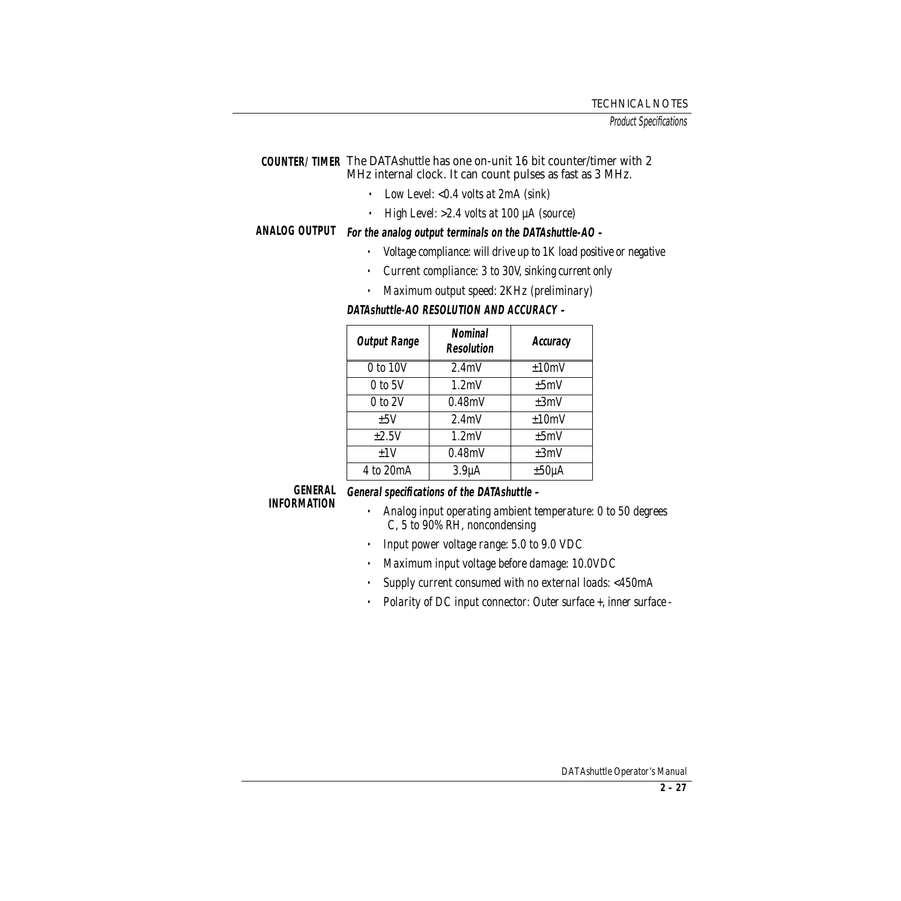**COUNTER/TIMER** The DATA*shuttle* has one on-unit 16 bit counter/timer with 2 MHz internal clock. It can count pulses as fast as 3 MHz.

- *Low Level: <0.4 volts at 2mA (sink)*
- *High Level: >2.4 volts at 100 µA (source)*

**ANALOG OUTPUT** ***For the analog output terminals on the DATAshuttle-AO –***

- *Voltage compliance: will drive up to 1K load positive or negative*
- *Current compliance: 3 to 30V, sinking current only*
- *Maximum output speed: 2KHz (preliminary)*

***DATAshuttle-AO RESOLUTION AND ACCURACY –***

| Output Range | Nominal Resolution | Accuracy |
|---|---|---|
| 0 to 10V | 2.4mV | ±10mV |
| 0 to 5V | 1.2mV | ±5mV |
| 0 to 2V | 0.48mV | ±3mV |
| ±5V | 2.4mV | ±10mV |
| ±2.5V | 1.2mV | ±5mV |
| ±1V | 0.48mV | ±3mV |
| 4 to 20mA | 3.9µA | ±50µA |

**GENERAL INFORMATION** ***General specifications of the DATAshuttle –***

- *Analog input operating ambient temperature: 0 to 50 degrees C, 5 to 90% RH, noncondensing*
- *Input power voltage range: 5.0 to 9.0 VDC*
- *Maximum input voltage before damage: 10.0VDC*
- *Supply current consumed with no external loads: <450mA*
- *Polarity of DC input connector: Outer surface +, inner surface -*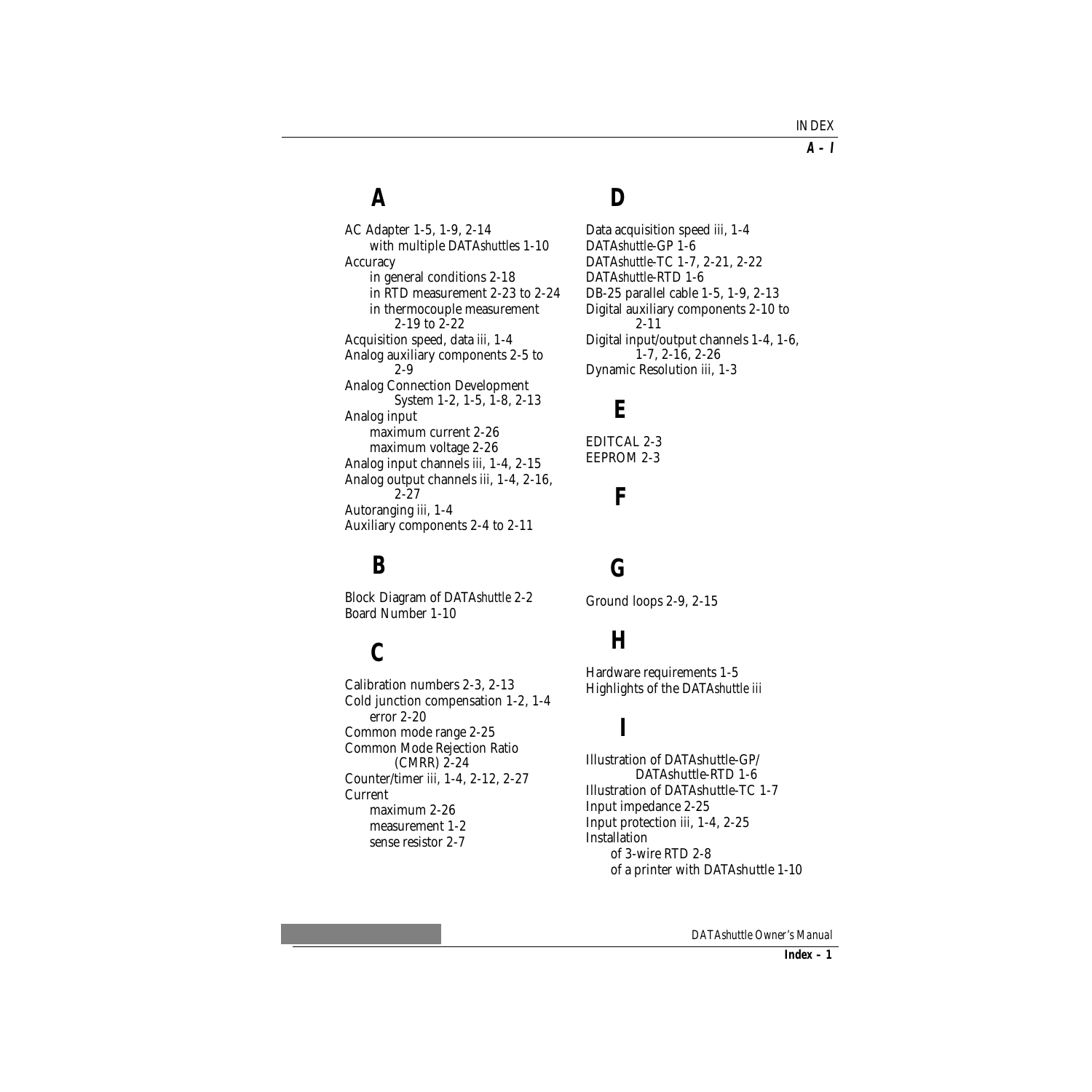## A

AC Adapter 1-5, 1-9, 2-14
- with multiple DATA*shuttles* 1-10

Accuracy
- in general conditions 2-18
- in RTD measurement 2-23 to 2-24
- in thermocouple measurement 2-19 to 2-22

Acquisition speed, data iii, 1-4
Analog auxiliary components 2-5 to 2-9
Analog Connection Development System 1-2, 1-5, 1-8, 2-13
Analog input
- maximum current 2-26
- maximum voltage 2-26

Analog input channels iii, 1-4, 2-15
Analog output channels iii, 1-4, 2-16, 2-27
Autoranging iii, 1-4
Auxiliary components 2-4 to 2-11

## B

Block Diagram of DATA*shuttle* 2-2
Board Number 1-10

## C

Calibration numbers 2-3, 2-13
Cold junction compensation 1-2, 1-4
- error 2-20

Common mode range 2-25
Common Mode Rejection Ratio (CMRR) 2-24
Counter/timer iii, 1-4, 2-12, 2-27
Current
- maximum 2-26
- measurement 1-2
- sense resistor 2-7

## D

Data acquisition speed iii, 1-4
DATA*shuttle*-GP 1-6
DATA*shuttle*-TC 1-7, 2-21, 2-22
DATA*shuttle*-RTD 1-6
DB-25 parallel cable 1-5, 1-9, 2-13
Digital auxiliary components 2-10 to 2-11
Digital input/output channels 1-4, 1-6, 1-7, 2-16, 2-26
Dynamic Resolution iii, 1-3

## E

EDITCAL 2-3
EEPROM 2-3

## F

## G

Ground loops 2-9, 2-15

## H

Hardware requirements 1-5
Highlights of the DATA*shuttle* iii

## I

Illustration of DATAshuttle-GP/ DATAshuttle-RTD 1-6
Illustration of DATAshuttle-TC 1-7
Input impedance 2-25
Input protection iii, 1-4, 2-25
Installation
- of 3-wire RTD 2-8
- of a printer with DATAshuttle 1-10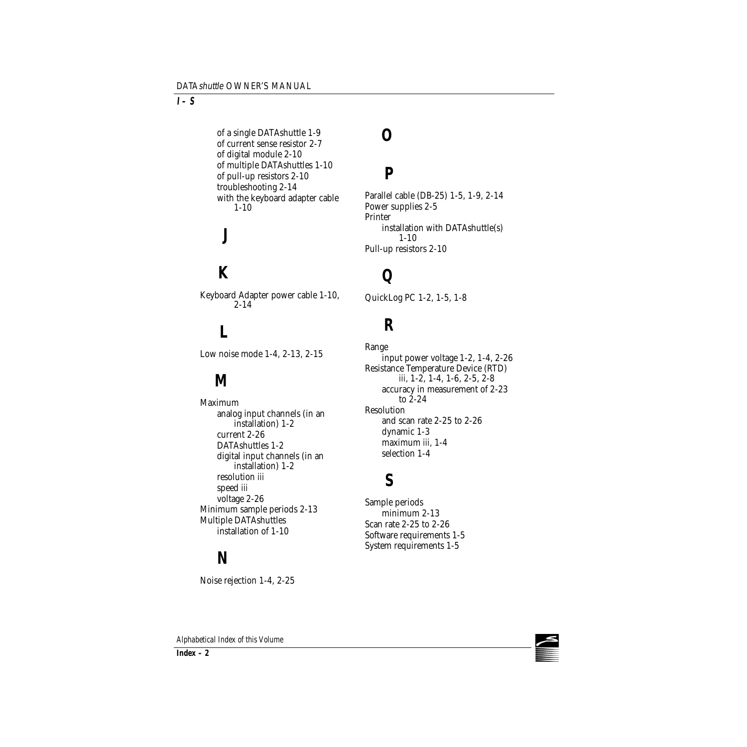- of a single DATAshuttle 1-9
- of current sense resistor 2-7
- of digital module 2-10
- of multiple DATAshuttles 1-10
- of pull-up resistors 2-10
- troubleshooting 2-14
- with the keyboard adapter cable 1-10

## J

## K

Keyboard Adapter power cable 1-10, 2-14

## L

Low noise mode 1-4, 2-13, 2-15

## M

Maximum
- analog input channels (in an installation) 1-2
- current 2-26
- DATAshuttles 1-2
- digital input channels (in an installation) 1-2
- resolution iii
- speed iii
- voltage 2-26

Minimum sample periods 2-13

Multiple DATAshuttles
- installation of 1-10

## N

Noise rejection 1-4, 2-25

## O

## P

Parallel cable (DB-25) 1-5, 1-9, 2-14

Power supplies 2-5

Printer
- installation with DATAshuttle(s) 1-10

Pull-up resistors 2-10

## Q

QuickLog PC 1-2, 1-5, 1-8

## R

Range
- input power voltage 1-2, 1-4, 2-26

Resistance Temperature Device (RTD) iii, 1-2, 1-4, 1-6, 2-5, 2-8
- accuracy in measurement of 2-23 to 2-24

Resolution
- and scan rate 2-25 to 2-26
- dynamic 1-3
- maximum iii, 1-4
- selection 1-4

## S

Sample periods
- minimum 2-13

Scan rate 2-25 to 2-26

Software requirements 1-5

System requirements 1-5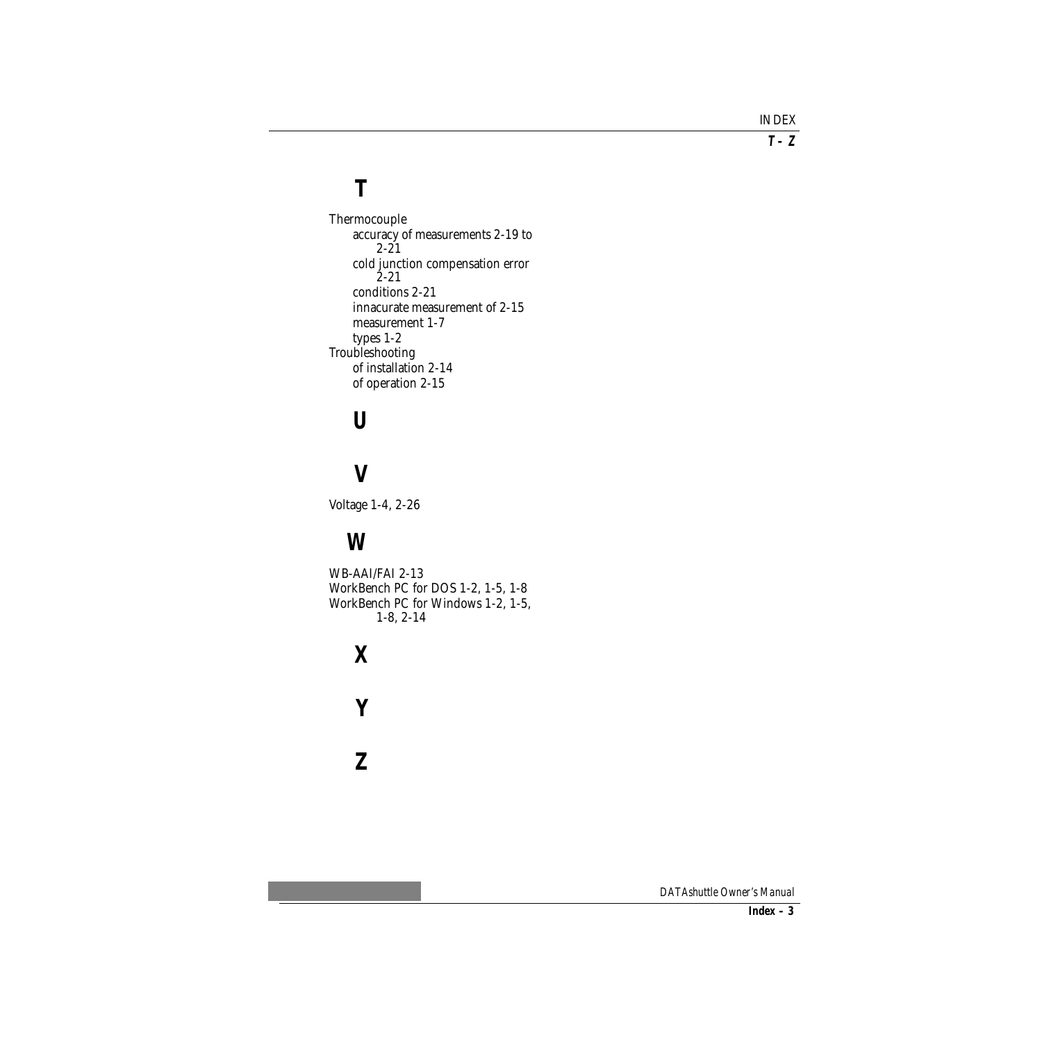## T

Thermocouple
- accuracy of measurements 2-19 to 2-21
- cold junction compensation error 2-21
- conditions 2-21
- innacurate measurement of 2-15
- measurement 1-7
- types 1-2

Troubleshooting
- of installation 2-14
- of operation 2-15

## U

## V

Voltage 1-4, 2-26

## W

WB-AAI/FAI 2-13
WorkBench PC for DOS 1-2, 1-5, 1-8
WorkBench PC for Windows 1-2, 1-5, 1-8, 2-14

## X

## Y

## Z